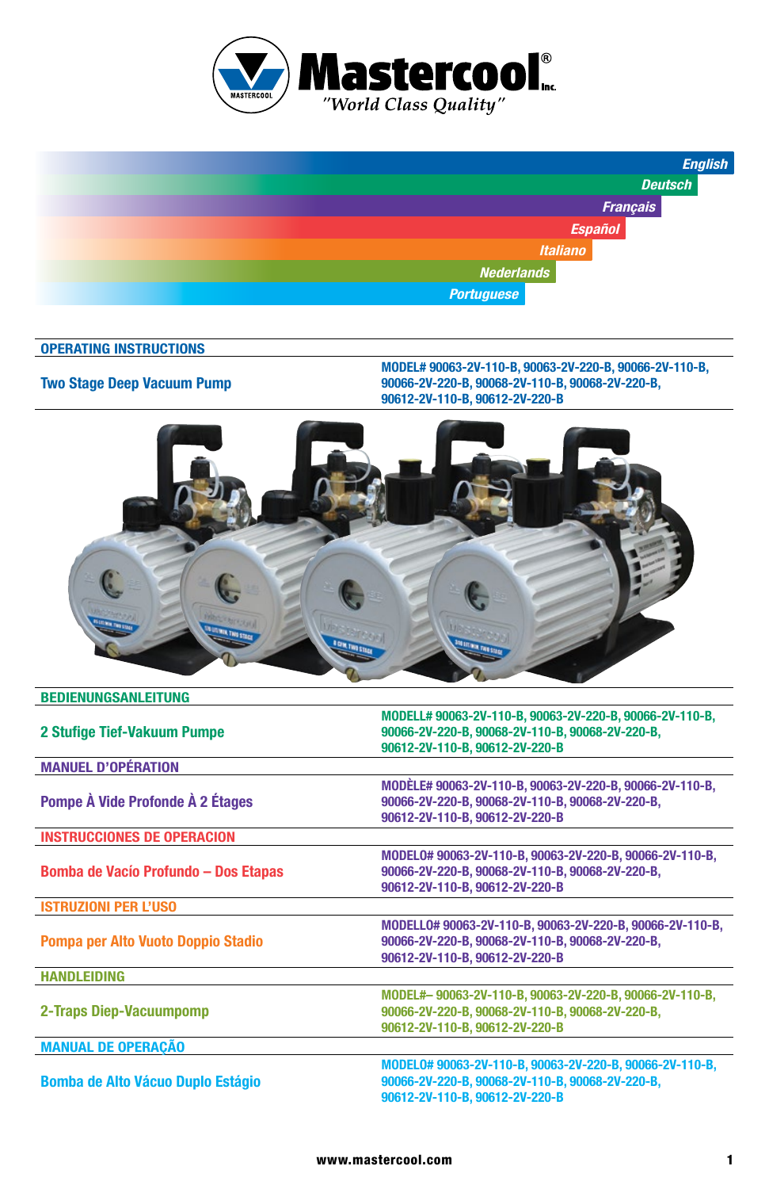# Mastercool® Inc.

*"World Class Quality"*

- English
- Deutsch
- Français
- Español
- Italiano
- Nederlands
- Portuguese

## OPERATING INSTRUCTIONS

**Two Stage Deep Vacuum Pump**

MODEL# 90063-2V-110-B, 90063-2V-220-B, 90066-2V-110-B, 90066-2V-220-B, 90068-2V-110-B, 90068-2V-220-B, 90612-2V-110-B, 90612-2V-220-B

## BEDIENUNGSANLEITUNG

**2 Stufige Tief-Vakuum Pumpe**

MODELL# 90063-2V-110-B, 90063-2V-220-B, 90066-2V-110-B, 90066-2V-220-B, 90068-2V-110-B, 90068-2V-220-B, 90612-2V-110-B, 90612-2V-220-B

## MANUEL D'OPÉRATION

**Pompe À Vide Profonde À 2 Étages**

MODÈLE# 90063-2V-110-B, 90063-2V-220-B, 90066-2V-110-B, 90066-2V-220-B, 90068-2V-110-B, 90068-2V-220-B, 90612-2V-110-B, 90612-2V-220-B

## INSTRUCCIONES DE OPERACION

**Bomba de Vacío Profundo – Dos Etapas**

MODELO# 90063-2V-110-B, 90063-2V-220-B, 90066-2V-110-B, 90066-2V-220-B, 90068-2V-110-B, 90068-2V-220-B, 90612-2V-110-B, 90612-2V-220-B

## ISTRUZIONI PER L'USO

**Pompa per Alto Vuoto Doppio Stadio**

MODELLO# 90063-2V-110-B, 90063-2V-220-B, 90066-2V-110-B, 90066-2V-220-B, 90068-2V-110-B, 90068-2V-220-B, 90612-2V-110-B, 90612-2V-220-B

## HANDLEIDING

**2-Traps Diep-Vacuumpomp**

MODEL#– 90063-2V-110-B, 90063-2V-220-B, 90066-2V-110-B, 90066-2V-220-B, 90068-2V-110-B, 90068-2V-220-B, 90612-2V-110-B, 90612-2V-220-B

## MANUAL DE OPERAÇÃO

**Bomba de Alto Vácuo Duplo Estágio**

MODELO# 90063-2V-110-B, 90063-2V-220-B, 90066-2V-110-B, 90066-2V-220-B, 90068-2V-110-B, 90068-2V-220-B, 90612-2V-110-B, 90612-2V-220-B

www.mastercool.com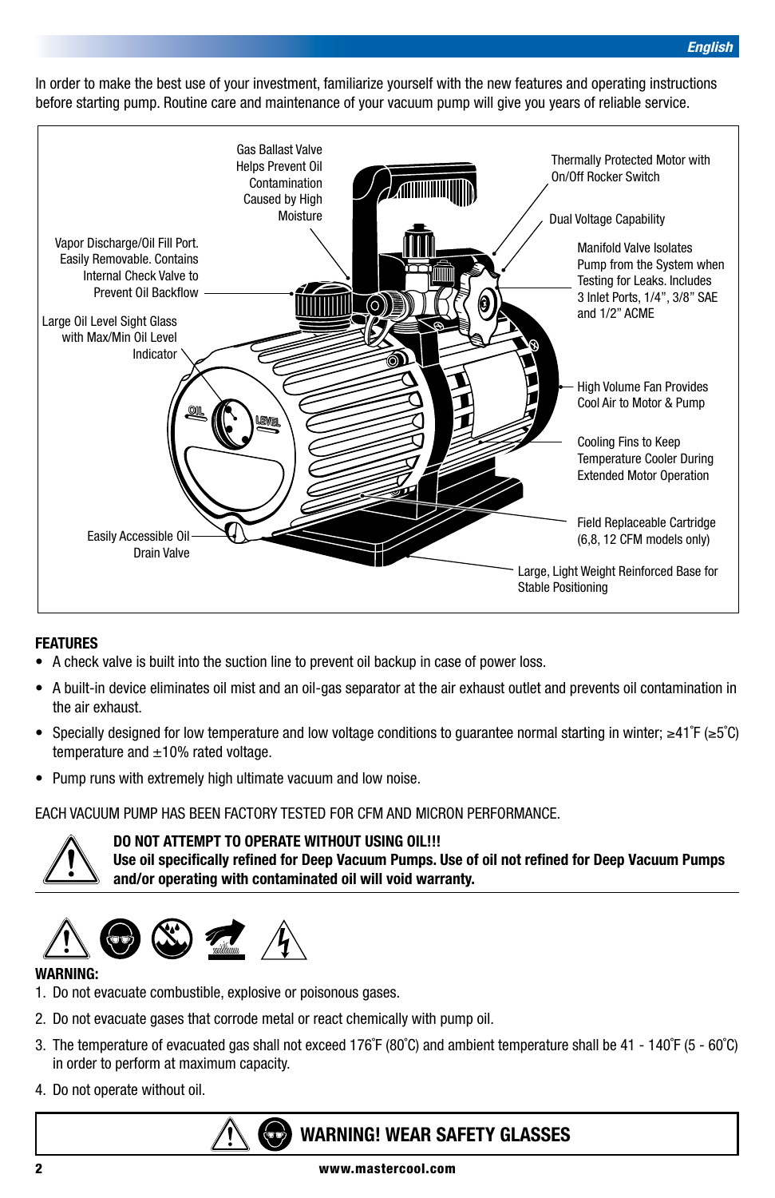In order to make the best use of your investment, familiarize yourself with the new features and operating instructions before starting pump. Routine care and maintenance of your vacuum pump will give you years of reliable service.

Gas Ballast Valve Helps Prevent Oil Contamination Caused by High Moisture

Thermally Protected Motor with On/Off Rocker Switch

Dual Voltage Capability

Vapor Discharge/Oil Fill Port. Easily Removable. Contains Internal Check Valve to Prevent Oil Backflow

Manifold Valve Isolates Pump from the System when Testing for Leaks. Includes 3 Inlet Ports, 1/4", 3/8" SAE and 1/2" ACME

Large Oil Level Sight Glass with Max/Min Oil Level Indicator

High Volume Fan Provides Cool Air to Motor & Pump

Cooling Fins to Keep Temperature Cooler During Extended Motor Operation

Field Replaceable Cartridge (6,8, 12 CFM models only)

Easily Accessible Oil Drain Valve

Large, Light Weight Reinforced Base for Stable Positioning

**FEATURES**

- A check valve is built into the suction line to prevent oil backup in case of power loss.
- A built-in device eliminates oil mist and an oil-gas separator at the air exhaust outlet and prevents oil contamination in the air exhaust.
- Specially designed for low temperature and low voltage conditions to guarantee normal starting in winter; ≥41˚F (≥5˚C) temperature and ±10% rated voltage.
- Pump runs with extremely high ultimate vacuum and low noise.

EACH VACUUM PUMP HAS BEEN FACTORY TESTED FOR CFM AND MICRON PERFORMANCE.

**DO NOT ATTEMPT TO OPERATE WITHOUT USING OIL!!!**
**Use oil specifically refined for Deep Vacuum Pumps. Use of oil not refined for Deep Vacuum Pumps and/or operating with contaminated oil will void warranty.**

**WARNING:**

1. Do not evacuate combustible, explosive or poisonous gases.
2. Do not evacuate gases that corrode metal or react chemically with pump oil.
3. The temperature of evacuated gas shall not exceed 176˚F (80˚C) and ambient temperature shall be 41 - 140˚F (5 - 60˚C) in order to perform at maximum capacity.
4. Do not operate without oil.

**WARNING! WEAR SAFETY GLASSES**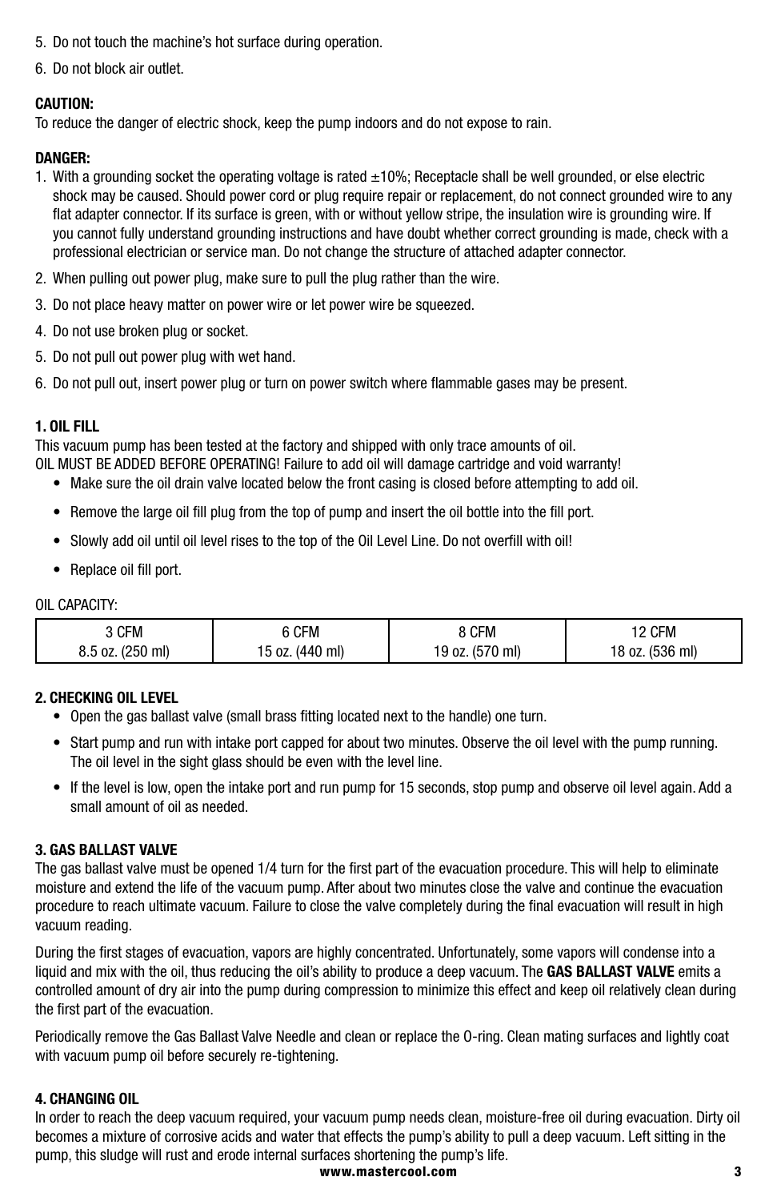5. Do not touch the machine's hot surface during operation.
6. Do not block air outlet.

**CAUTION:**
To reduce the danger of electric shock, keep the pump indoors and do not expose to rain.

**DANGER:**

1. With a grounding socket the operating voltage is rated ±10%; Receptacle shall be well grounded, or else electric shock may be caused. Should power cord or plug require repair or replacement, do not connect grounded wire to any flat adapter connector. If its surface is green, with or without yellow stripe, the insulation wire is grounding wire. If you cannot fully understand grounding instructions and have doubt whether correct grounding is made, check with a professional electrician or service man. Do not change the structure of attached adapter connector.
2. When pulling out power plug, make sure to pull the plug rather than the wire.
3. Do not place heavy matter on power wire or let power wire be squeezed.
4. Do not use broken plug or socket.
5. Do not pull out power plug with wet hand.
6. Do not pull out, insert power plug or turn on power switch where flammable gases may be present.

**1. OIL FILL**
This vacuum pump has been tested at the factory and shipped with only trace amounts of oil.
OIL MUST BE ADDED BEFORE OPERATING! Failure to add oil will damage cartridge and void warranty!

- Make sure the oil drain valve located below the front casing is closed before attempting to add oil.
- Remove the large oil fill plug from the top of pump and insert the oil bottle into the fill port.
- Slowly add oil until oil level rises to the top of the Oil Level Line. Do not overfill with oil!
- Replace oil fill port.

OIL CAPACITY:

| 3 CFM | 6 CFM | 8 CFM | 12 CFM |
|---|---|---|---|
| 8.5 oz. (250 ml) | 15 oz. (440 ml) | 19 oz. (570 ml) | 18 oz. (536 ml) |

**2. CHECKING OIL LEVEL**

- Open the gas ballast valve (small brass fitting located next to the handle) one turn.
- Start pump and run with intake port capped for about two minutes. Observe the oil level with the pump running. The oil level in the sight glass should be even with the level line.
- If the level is low, open the intake port and run pump for 15 seconds, stop pump and observe oil level again. Add a small amount of oil as needed.

**3. GAS BALLAST VALVE**
The gas ballast valve must be opened 1/4 turn for the first part of the evacuation procedure. This will help to eliminate moisture and extend the life of the vacuum pump. After about two minutes close the valve and continue the evacuation procedure to reach ultimate vacuum. Failure to close the valve completely during the final evacuation will result in high vacuum reading.

During the first stages of evacuation, vapors are highly concentrated. Unfortunately, some vapors will condense into a liquid and mix with the oil, thus reducing the oil's ability to produce a deep vacuum. The **GAS BALLAST VALVE** emits a controlled amount of dry air into the pump during compression to minimize this effect and keep oil relatively clean during the first part of the evacuation.

Periodically remove the Gas Ballast Valve Needle and clean or replace the O-ring. Clean mating surfaces and lightly coat with vacuum pump oil before securely re-tightening.

**4. CHANGING OIL**
In order to reach the deep vacuum required, your vacuum pump needs clean, moisture-free oil during evacuation. Dirty oil becomes a mixture of corrosive acids and water that effects the pump's ability to pull a deep vacuum. Left sitting in the pump, this sludge will rust and erode internal surfaces shortening the pump's life.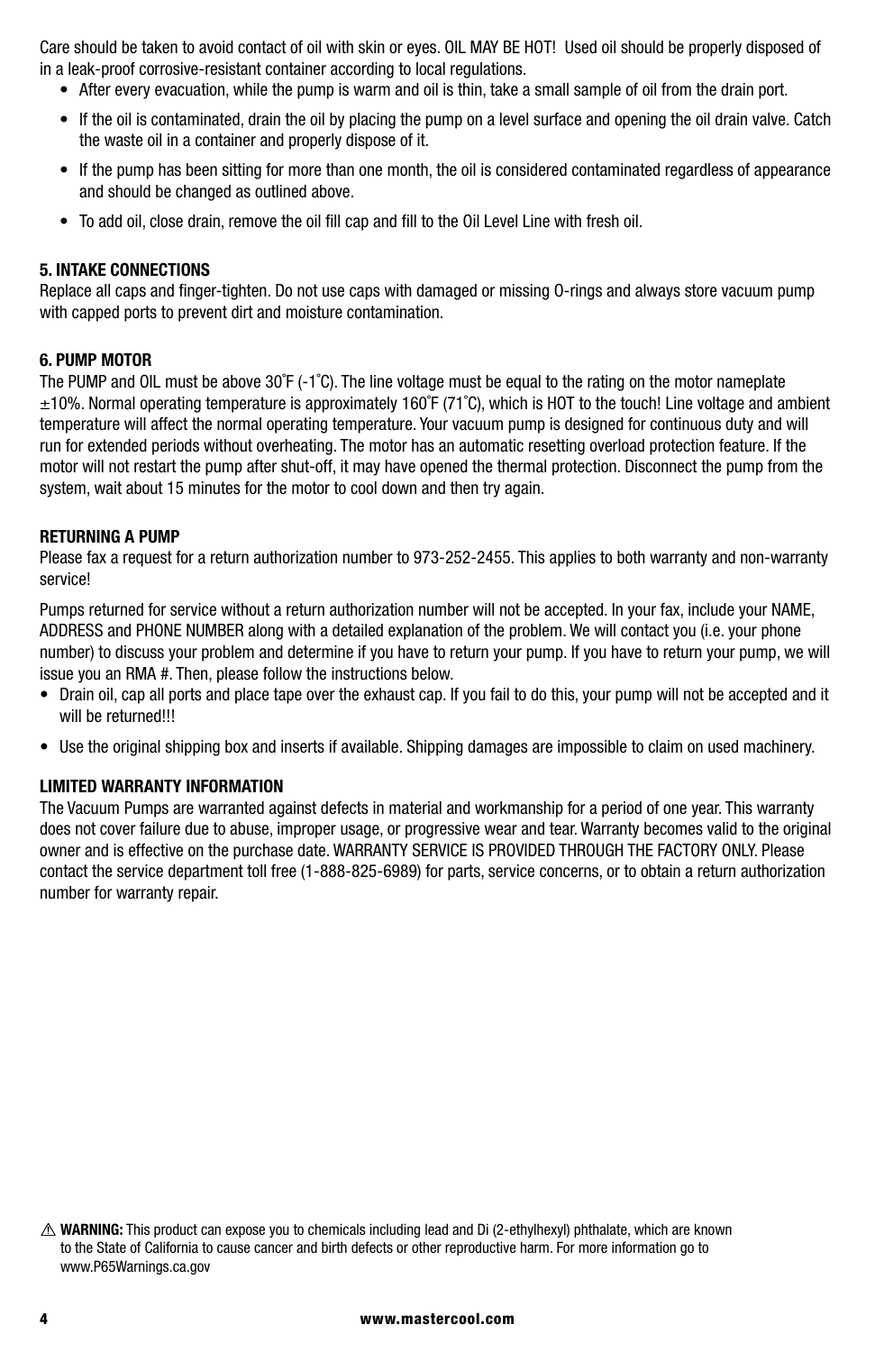Care should be taken to avoid contact of oil with skin or eyes. OIL MAY BE HOT! Used oil should be properly disposed of in a leak-proof corrosive-resistant container according to local regulations.

- After every evacuation, while the pump is warm and oil is thin, take a small sample of oil from the drain port.
- If the oil is contaminated, drain the oil by placing the pump on a level surface and opening the oil drain valve. Catch the waste oil in a container and properly dispose of it.
- If the pump has been sitting for more than one month, the oil is considered contaminated regardless of appearance and should be changed as outlined above.
- To add oil, close drain, remove the oil fill cap and fill to the Oil Level Line with fresh oil.

**5. INTAKE CONNECTIONS**

Replace all caps and finger-tighten. Do not use caps with damaged or missing O-rings and always store vacuum pump with capped ports to prevent dirt and moisture contamination.

**6. PUMP MOTOR**

The PUMP and OIL must be above 30˚F (-1˚C). The line voltage must be equal to the rating on the motor nameplate ±10%. Normal operating temperature is approximately 160˚F (71˚C), which is HOT to the touch! Line voltage and ambient temperature will affect the normal operating temperature. Your vacuum pump is designed for continuous duty and will run for extended periods without overheating. The motor has an automatic resetting overload protection feature. If the motor will not restart the pump after shut-off, it may have opened the thermal protection. Disconnect the pump from the system, wait about 15 minutes for the motor to cool down and then try again.

**RETURNING A PUMP**

Please fax a request for a return authorization number to 973-252-2455. This applies to both warranty and non-warranty service!

Pumps returned for service without a return authorization number will not be accepted. In your fax, include your NAME, ADDRESS and PHONE NUMBER along with a detailed explanation of the problem. We will contact you (i.e. your phone number) to discuss your problem and determine if you have to return your pump. If you have to return your pump, we will issue you an RMA #. Then, please follow the instructions below.

- Drain oil, cap all ports and place tape over the exhaust cap. If you fail to do this, your pump will not be accepted and it will be returned!!!
- Use the original shipping box and inserts if available. Shipping damages are impossible to claim on used machinery.

**LIMITED WARRANTY INFORMATION**

The Vacuum Pumps are warranted against defects in material and workmanship for a period of one year. This warranty does not cover failure due to abuse, improper usage, or progressive wear and tear. Warranty becomes valid to the original owner and is effective on the purchase date. WARRANTY SERVICE IS PROVIDED THROUGH THE FACTORY ONLY. Please contact the service department toll free (1-888-825-6989) for parts, service concerns, or to obtain a return authorization number for warranty repair.

⚠ **WARNING:** This product can expose you to chemicals including lead and Di (2-ethylhexyl) phthalate, which are known to the State of California to cause cancer and birth defects or other reproductive harm. For more information go to www.P65Warnings.ca.gov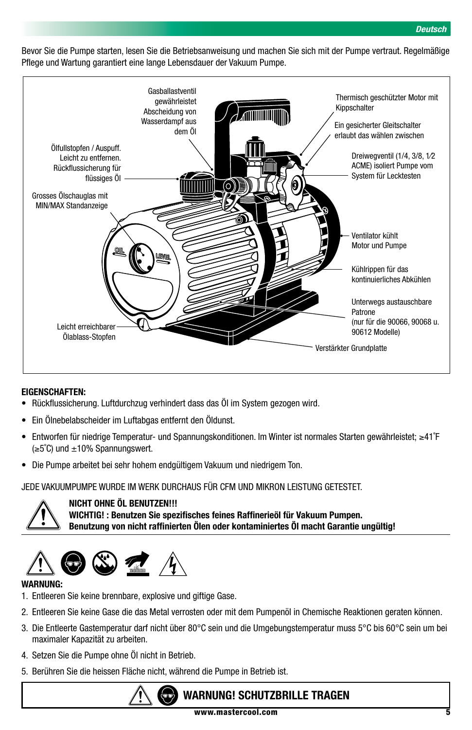Bevor Sie die Pumpe starten, lesen Sie die Betriebsanweisung und machen Sie sich mit der Pumpe vertraut. Regelmäßige Pflege und Wartung garantiert eine lange Lebensdauer der Vakuum Pumpe.

Gasballastventil gewährleistet Abscheidung von Wasserdampf aus dem Öl

Thermisch geschützter Motor mit Kippschalter

Ein gesicherter Gleitschalter erlaubt das wählen zwischen

Ölfullstopfen / Auspuff. Leicht zu entfernen. Rückflussicherung für flüssiges Öl

Dreiwegventil (1/4, 3/8, 1⁄2 ACME) isoliert Pumpe vom System für Lecktesten

Grosses Ölschauglas mit MIN/MAX Standanzeige

Ventilator kühlt Motor und Pumpe

Kühlrippen für das kontinuierliches Abkühlen

Unterwegs austauschbare Patrone (nur für die 90066, 90068 u. 90612 Modelle)

Leicht erreichbarer Ölablass-Stopfen

Verstärkter Grundplatte

**EIGENSCHAFTEN:**

- Rückflussicherung. Luftdurchzug verhindert dass das Öl im System gezogen wird.
- Ein Ölnebelabscheider im Luftabgas entfernt den Öldunst.
- Entworfen für niedrige Temperatur- und Spannungskonditionen. Im Winter ist normales Starten gewährleistet; ≥41˚F (≥5˚C) und ±10% Spannungswert.
- Die Pumpe arbeitet bei sehr hohem endgültigem Vakuum und niedrigem Ton.

JEDE VAKUUMPUMPE WURDE IM WERK DURCHAUS FÜR CFM UND MIKRON LEISTUNG GETESTET.

**NICHT OHNE ÖL BENUTZEN!!!**
**WICHTIG! : Benutzen Sie spezifisches feines Raffinerieöl für Vakuum Pumpen.**
**Benutzung von nicht raffinierten Ölen oder kontaminiertes Öl macht Garantie ungültig!**

**WARNUNG:**

1. Entleeren Sie keine brennbare, explosive und giftige Gase.
2. Entleeren Sie keine Gase die das Metal verrosten oder mit dem Pumpenöl in Chemische Reaktionen geraten können.
3. Die Entleerte Gastemperatur darf nicht über 80°C sein und die Umgebungstemperatur muss 5°C bis 60°C sein um bei maximaler Kapazität zu arbeiten.
4. Setzen Sie die Pumpe ohne Öl nicht in Betrieb.
5. Berühren Sie die heissen Fläche nicht, während die Pumpe in Betrieb ist.

**WARNUNG! SCHUTZBRILLE TRAGEN**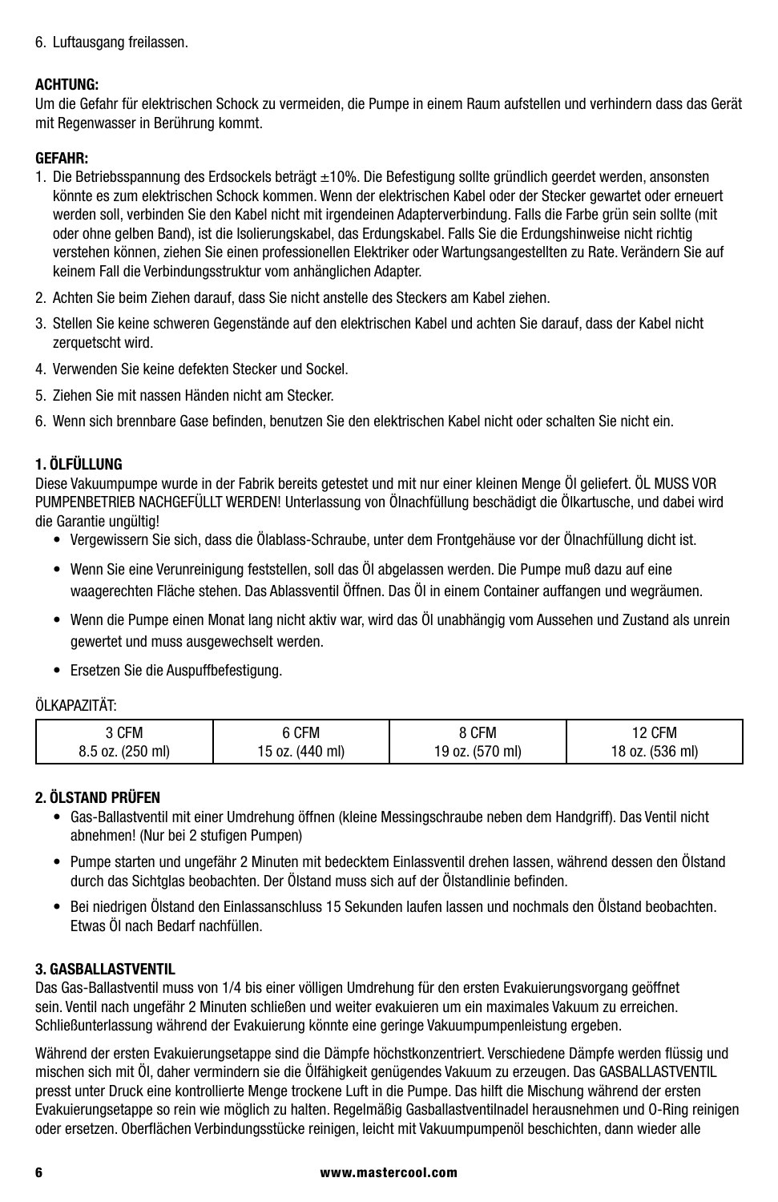6. Luftausgang freilassen.

**ACHTUNG:**
Um die Gefahr für elektrischen Schock zu vermeiden, die Pumpe in einem Raum aufstellen und verhindern dass das Gerät mit Regenwasser in Berührung kommt.

**GEFAHR:**

1. Die Betriebsspannung des Erdsockels beträgt ±10%. Die Befestigung sollte gründlich geerdet werden, ansonsten könnte es zum elektrischen Schock kommen. Wenn der elektrischen Kabel oder der Stecker gewartet oder erneuert werden soll, verbinden Sie den Kabel nicht mit irgendeinen Adapterverbindung. Falls die Farbe grün sein sollte (mit oder ohne gelben Band), ist die Isolierungskabel, das Erdungskabel. Falls Sie die Erdungshinweise nicht richtig verstehen können, ziehen Sie einen professionellen Elektriker oder Wartungsangestellten zu Rate. Verändern Sie auf keinem Fall die Verbindungsstruktur vom anhänglichen Adapter.
2. Achten Sie beim Ziehen darauf, dass Sie nicht anstelle des Steckers am Kabel ziehen.
3. Stellen Sie keine schweren Gegenstände auf den elektrischen Kabel und achten Sie darauf, dass der Kabel nicht zerquetscht wird.
4. Verwenden Sie keine defekten Stecker und Sockel.
5. Ziehen Sie mit nassen Händen nicht am Stecker.
6. Wenn sich brennbare Gase befinden, benutzen Sie den elektrischen Kabel nicht oder schalten Sie nicht ein.

**1. ÖLFÜLLUNG**

Diese Vakuumpumpe wurde in der Fabrik bereits getestet und mit nur einer kleinen Menge Öl geliefert. ÖL MUSS VOR PUMPENBETRIEB NACHGEFÜLLT WERDEN! Unterlassung von Ölnachfüllung beschädigt die Ölkartusche, und dabei wird die Garantie ungültig!

- Vergewissern Sie sich, dass die Ölablass-Schraube, unter dem Frontgehäuse vor der Ölnachfüllung dicht ist.
- Wenn Sie eine Verunreinigung feststellen, soll das Öl abgelassen werden. Die Pumpe muß dazu auf eine waagerechten Fläche stehen. Das Ablassventil Öffnen. Das Öl in einem Container auffangen und wegräumen.
- Wenn die Pumpe einen Monat lang nicht aktiv war, wird das Öl unabhängig vom Aussehen und Zustand als unrein gewertet und muss ausgewechselt werden.
- Ersetzen Sie die Auspuffbefestigung.

ÖLKAPAZITÄT:

| 3 CFM | 6 CFM | 8 CFM | 12 CFM |
|---|---|---|---|
| 8.5 oz. (250 ml) | 15 oz. (440 ml) | 19 oz. (570 ml) | 18 oz. (536 ml) |

**2. ÖLSTAND PRÜFEN**

- Gas-Ballastventil mit einer Umdrehung öffnen (kleine Messingschraube neben dem Handgriff). Das Ventil nicht abnehmen! (Nur bei 2 stufigen Pumpen)
- Pumpe starten und ungefähr 2 Minuten mit bedecktem Einlassventil drehen lassen, während dessen den Ölstand durch das Sichtglas beobachten. Der Ölstand muss sich auf der Ölstandlinie befinden.
- Bei niedrigen Ölstand den Einlassanschluss 15 Sekunden laufen lassen und nochmals den Ölstand beobachten. Etwas Öl nach Bedarf nachfüllen.

**3. GASBALLASTVENTIL**

Das Gas-Ballastventil muss von 1/4 bis einer völligen Umdrehung für den ersten Evakuierungsvorgang geöffnet sein. Ventil nach ungefähr 2 Minuten schließen und weiter evakuieren um ein maximales Vakuum zu erreichen. Schließunterlassung während der Evakuierung könnte eine geringe Vakuumpumpenleistung ergeben.

Während der ersten Evakuierungsetappe sind die Dämpfe höchstkonzentriert. Verschiedene Dämpfe werden flüssig und mischen sich mit Öl, daher vermindern sie die Ölfähigkeit genügendes Vakuum zu erzeugen. Das GASBALLASTVENTIL presst unter Druck eine kontrollierte Menge trockene Luft in die Pumpe. Das hilft die Mischung während der ersten Evakuierungsetappe so rein wie möglich zu halten. Regelmäßig Gasballastventilnadel herausnehmen und O-Ring reinigen oder ersetzen. Oberflächen Verbindungsstücke reinigen, leicht mit Vakuumpumpenöl beschichten, dann wieder alle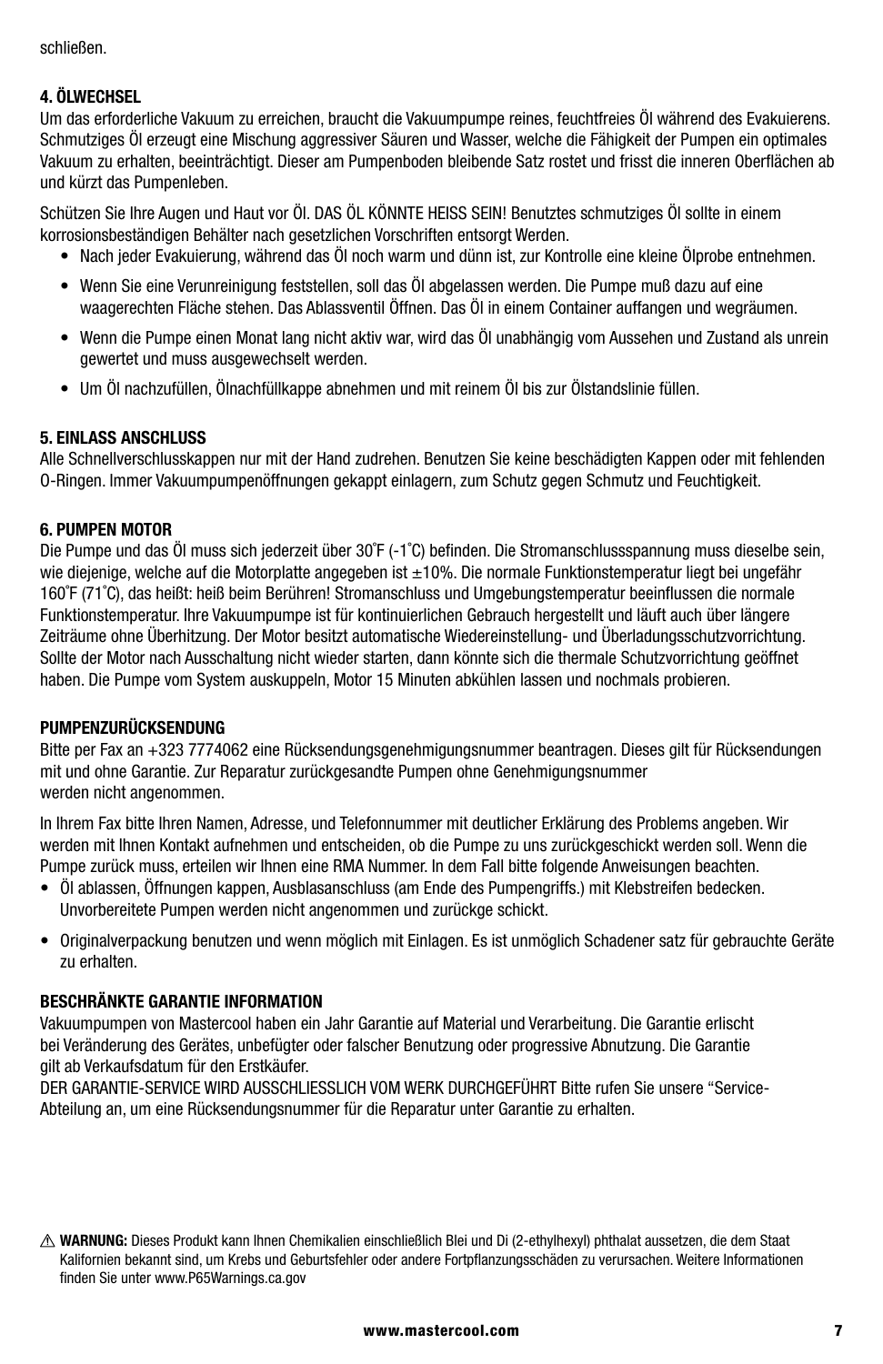schließen.

**4. ÖLWECHSEL**

Um das erforderliche Vakuum zu erreichen, braucht die Vakuumpumpe reines, feuchtfreies Öl während des Evakuierens. Schmutziges Öl erzeugt eine Mischung aggressiver Säuren und Wasser, welche die Fähigkeit der Pumpen ein optimales Vakuum zu erhalten, beeinträchtigt. Dieser am Pumpenboden bleibende Satz rostet und frisst die inneren Oberflächen ab und kürzt das Pumpenleben.

Schützen Sie Ihre Augen und Haut vor Öl. DAS ÖL KÖNNTE HEISS SEIN! Benutztes schmutziges Öl sollte in einem korrosionsbeständigen Behälter nach gesetzlichen Vorschriften entsorgt Werden.

- Nach jeder Evakuierung, während das Öl noch warm und dünn ist, zur Kontrolle eine kleine Ölprobe entnehmen.
- Wenn Sie eine Verunreinigung feststellen, soll das Öl abgelassen werden. Die Pumpe muß dazu auf eine waagerechten Fläche stehen. Das Ablassventil Öffnen. Das Öl in einem Container auffangen und wegräumen.
- Wenn die Pumpe einen Monat lang nicht aktiv war, wird das Öl unabhängig vom Aussehen und Zustand als unrein gewertet und muss ausgewechselt werden.
- Um Öl nachzufüllen, Ölnachfüllkappe abnehmen und mit reinem Öl bis zur Ölstandslinie füllen.

**5. EINLASS ANSCHLUSS**

Alle Schnellverschlusskappen nur mit der Hand zudrehen. Benutzen Sie keine beschädigten Kappen oder mit fehlenden O-Ringen. Immer Vakuumpumpenöffnungen gekappt einlagern, zum Schutz gegen Schmutz und Feuchtigkeit.

**6. PUMPEN MOTOR**

Die Pumpe und das Öl muss sich jederzeit über 30˚F (-1˚C) befinden. Die Stromanschlussspannung muss dieselbe sein, wie diejenige, welche auf die Motorplatte angegeben ist ±10%. Die normale Funktionstemperatur liegt bei ungefähr 160˚F (71˚C), das heißt: heiß beim Berühren! Stromanschluss und Umgebungstemperatur beeinflussen die normale Funktionstemperatur. Ihre Vakuumpumpe ist für kontinuierlichen Gebrauch hergestellt und läuft auch über längere Zeiträume ohne Überhitzung. Der Motor besitzt automatische Wiedereinstellung- und Überladungsschutzvorrichtung. Sollte der Motor nach Ausschaltung nicht wieder starten, dann könnte sich die thermale Schutzvorrichtung geöffnet haben. Die Pumpe vom System auskuppeln, Motor 15 Minuten abkühlen lassen und nochmals probieren.

**PUMPENZURÜCKSENDUNG**

Bitte per Fax an +323 7774062 eine Rücksendungsgenehmigungsnummer beantragen. Dieses gilt für Rücksendungen mit und ohne Garantie. Zur Reparatur zurückgesandte Pumpen ohne Genehmigungsnummer werden nicht angenommen.

In Ihrem Fax bitte Ihren Namen, Adresse, und Telefonnummer mit deutlicher Erklärung des Problems angeben. Wir werden mit Ihnen Kontakt aufnehmen und entscheiden, ob die Pumpe zu uns zurückgeschickt werden soll. Wenn die Pumpe zurück muss, erteilen wir Ihnen eine RMA Nummer. In dem Fall bitte folgende Anweisungen beachten.

- Öl ablassen, Öffnungen kappen, Ausblasanschluss (am Ende des Pumpengriffs.) mit Klebstreifen bedecken. Unvorbereitete Pumpen werden nicht angenommen und zurückge schickt.
- Originalverpackung benutzen und wenn möglich mit Einlagen. Es ist unmöglich Schadener satz für gebrauchte Geräte zu erhalten.

**BESCHRÄNKTE GARANTIE INFORMATION**

Vakuumpumpen von Mastercool haben ein Jahr Garantie auf Material und Verarbeitung. Die Garantie erlischt bei Veränderung des Gerätes, unbefügter oder falscher Benutzung oder progressive Abnutzung. Die Garantie gilt ab Verkaufsdatum für den Erstkäufer.
DER GARANTIE-SERVICE WIRD AUSSCHLIESSLICH VOM WERK DURCHGEFÜHRT Bitte rufen Sie unsere “Service-Abteilung an, um eine Rücksendungsnummer für die Reparatur unter Garantie zu erhalten.

⚠ **WARNUNG:** Dieses Produkt kann Ihnen Chemikalien einschließlich Blei und Di (2-ethylhexyl) phthalat aussetzen, die dem Staat Kalifornien bekannt sind, um Krebs und Geburtsfehler oder andere Fortpflanzungsschäden zu verursachen. Weitere Informationen finden Sie unter www.P65Warnings.ca.gov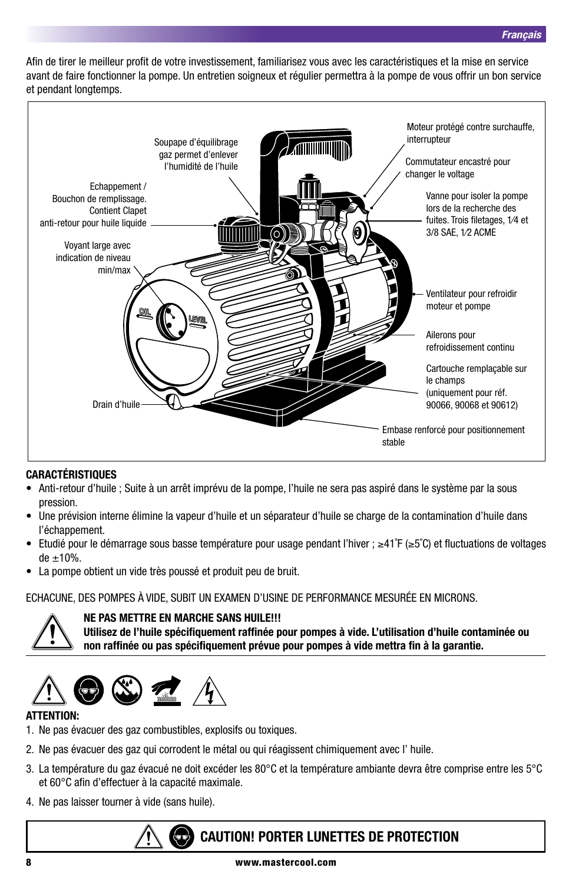Afin de tirer le meilleur profit de votre investissement, familiarisez vous avec les caractéristiques et la mise en service avant de faire fonctionner la pompe. Un entretien soigneux et régulier permettra à la pompe de vous offrir un bon service et pendant longtemps.

Soupape d'équilibrage gaz permet d'enlever l'humidité de l'huile

Moteur protégé contre surchauffe, interrupteur

Commutateur encastré pour changer le voltage

Echappement / Bouchon de remplissage. Contient Clapet anti-retour pour huile liquide

Vanne pour isoler la pompe lors de la recherche des fuites. Trois filetages, 1⁄4 et 3/8 SAE, 1⁄2 ACME

Voyant large avec indication de niveau min/max

Ventilateur pour refroidir moteur et pompe

Ailerons pour refroidissement continu

Cartouche remplaçable sur le champs (uniquement pour réf. 90066, 90068 et 90612)

Drain d'huile

Embase renforcé pour positionnement stable

**CARACTÉRISTIQUES**

- Anti-retour d'huile ; Suite à un arrêt imprévu de la pompe, l'huile ne sera pas aspiré dans le système par la sous pression.
- Une prévision interne élimine la vapeur d'huile et un séparateur d'huile se charge de la contamination d'huile dans l'échappement.
- Etudié pour le démarrage sous basse température pour usage pendant l'hiver ; ≥41˚F (≥5˚C) et fluctuations de voltages de ±10%.
- La pompe obtient un vide très poussé et produit peu de bruit.

ECHACUNE, DES POMPES À VIDE, SUBIT UN EXAMEN D'USINE DE PERFORMANCE MESURÉE EN MICRONS.

**NE PAS METTRE EN MARCHE SANS HUILE!!!**
**Utilisez de l'huile spécifiquement raffinée pour pompes à vide. L'utilisation d'huile contaminée ou non raffinée ou pas spécifiquement prévue pour pompes à vide mettra fin à la garantie.**

**ATTENTION:**

1. Ne pas évacuer des gaz combustibles, explosifs ou toxiques.
2. Ne pas évacuer des gaz qui corrodent le métal ou qui réagissent chimiquement avec l' huile.
3. La température du gaz évacué ne doit excéder les 80°C et la température ambiante devra être comprise entre les 5°C et 60°C afin d'effectuer à la capacité maximale.
4. Ne pas laisser tourner à vide (sans huile).

**CAUTION! PORTER LUNETTES DE PROTECTION**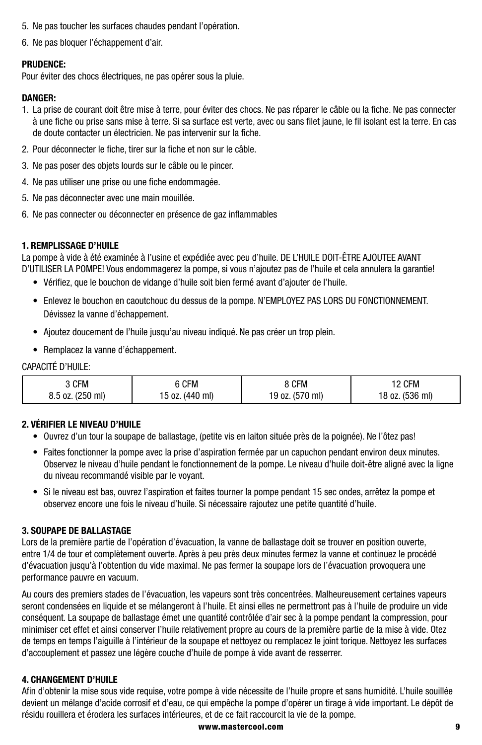5. Ne pas toucher les surfaces chaudes pendant l'opération.
6. Ne pas bloquer l'échappement d'air.

**PRUDENCE:**
Pour éviter des chocs électriques, ne pas opérer sous la pluie.

**DANGER:**

1. La prise de courant doit être mise à terre, pour éviter des chocs. Ne pas réparer le câble ou la fiche. Ne pas connecter à une fiche ou prise sans mise à terre. Si sa surface est verte, avec ou sans filet jaune, le fil isolant est la terre. En cas de doute contacter un électricien. Ne pas intervenir sur la fiche.
2. Pour déconnecter le fiche, tirer sur la fiche et non sur le câble.
3. Ne pas poser des objets lourds sur le câble ou le pincer.
4. Ne pas utiliser une prise ou une fiche endommagée.
5. Ne pas déconnecter avec une main mouillée.
6. Ne pas connecter ou déconnecter en présence de gaz inflammables

**1. REMPLISSAGE D'HUILE**
La pompe à vide à été examinée à l'usine et expédiée avec peu d'huile. DE L'HUILE DOIT-ÊTRE AJOUTEE AVANT D'UTILISER LA POMPE! Vous endommagerez la pompe, si vous n'ajoutez pas de l'huile et cela annulera la garantie!

- Vérifiez, que le bouchon de vidange d'huile soit bien fermé avant d'ajouter de l'huile.
- Enlevez le bouchon en caoutchouc du dessus de la pompe. N'EMPLOYEZ PAS LORS DU FONCTIONNEMENT. Dévissez la vanne d'échappement.
- Ajoutez doucement de l'huile jusqu'au niveau indiqué. Ne pas créer un trop plein.
- Remplacez la vanne d'échappement.

CAPACITÉ D'HUILE:

| 3 CFM | 6 CFM | 8 CFM | 12 CFM |
|---|---|---|---|
| 8.5 oz. (250 ml) | 15 oz. (440 ml) | 19 oz. (570 ml) | 18 oz. (536 ml) |

**2. VÉRIFIER LE NIVEAU D'HUILE**

- Ouvrez d'un tour la soupape de ballastage, (petite vis en laiton située près de la poignée). Ne l'ôtez pas!
- Faites fonctionner la pompe avec la prise d'aspiration fermée par un capuchon pendant environ deux minutes. Observez le niveau d'huile pendant le fonctionnement de la pompe. Le niveau d'huile doit-être aligné avec la ligne du niveau recommandé visible par le voyant.
- Si le niveau est bas, ouvrez l'aspiration et faites tourner la pompe pendant 15 sec ondes, arrêtez la pompe et observez encore une fois le niveau d'huile. Si nécessaire rajoutez une petite quantité d'huile.

**3. SOUPAPE DE BALLASTAGE**
Lors de la première partie de l'opération d'évacuation, la vanne de ballastage doit se trouver en position ouverte, entre 1/4 de tour et complètement ouverte. Après à peu près deux minutes fermez la vanne et continuez le procédé d'évacuation jusqu'à l'obtention du vide maximal. Ne pas fermer la soupape lors de l'évacuation provoquera une performance pauvre en vacuum.

Au cours des premiers stades de l'évacuation, les vapeurs sont très concentrées. Malheureusement certaines vapeurs seront condensées en liquide et se mélangeront à l'huile. Et ainsi elles ne permettront pas à l'huile de produire un vide conséquent. La soupape de ballastage émet une quantité contrôlée d'air sec à la pompe pendant la compression, pour minimiser cet effet et ainsi conserver l'huile relativement propre au cours de la première partie de la mise à vide. Otez de temps en temps l'aiguille à l'intérieur de la soupape et nettoyez ou remplacez le joint torique. Nettoyez les surfaces d'accouplement et passez une légère couche d'huile de pompe à vide avant de resserrer.

**4. CHANGEMENT D'HUILE**
Afin d'obtenir la mise sous vide requise, votre pompe à vide nécessite de l'huile propre et sans humidité. L'huile souillée devient un mélange d'acide corrosif et d'eau, ce qui empêche la pompe d'opérer un tirage à vide important. Le dépôt de résidu rouillera et érodera les surfaces intérieures, et de ce fait raccourcit la vie de la pompe.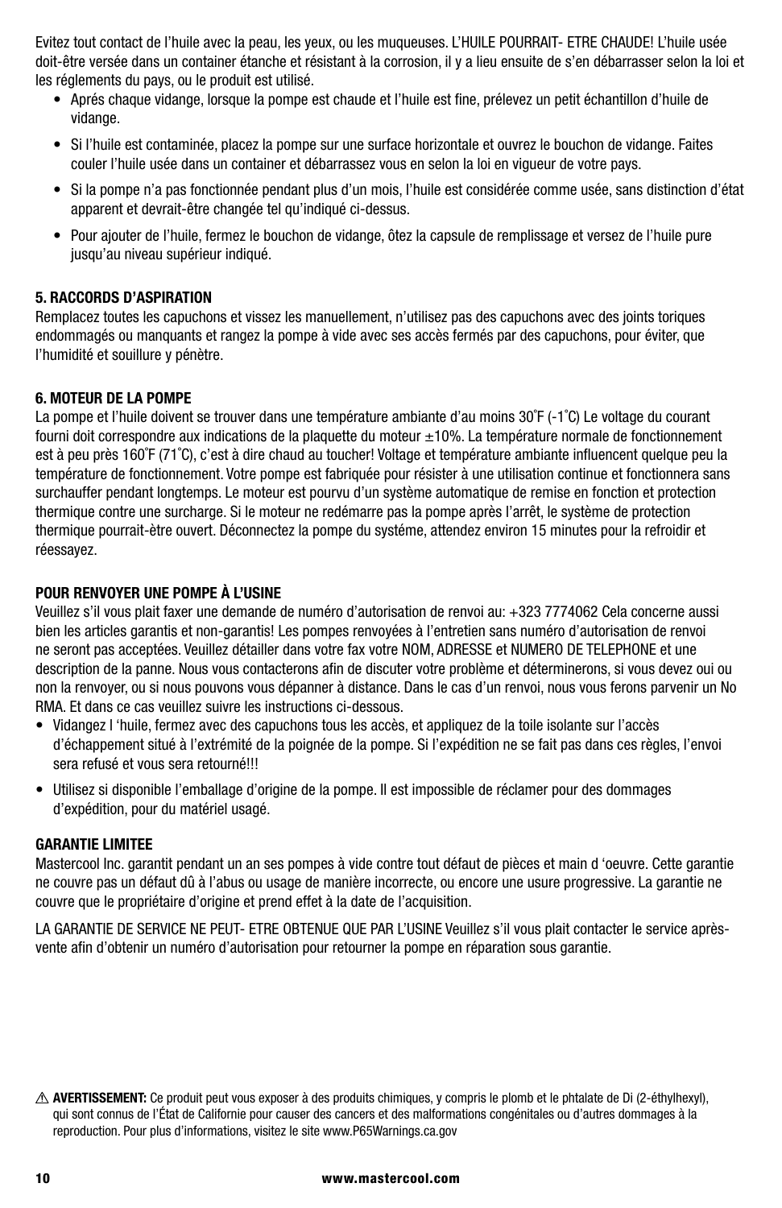Evitez tout contact de l'huile avec la peau, les yeux, ou les muqueuses. L'HUILE POURRAIT- ETRE CHAUDE! L'huile usée doit-être versée dans un container étanche et résistant à la corrosion, il y a lieu ensuite de s'en débarrasser selon la loi et les réglements du pays, ou le produit est utilisé.

- Aprés chaque vidange, lorsque la pompe est chaude et l'huile est fine, prélevez un petit échantillon d'huile de vidange.
- Si l'huile est contaminée, placez la pompe sur une surface horizontale et ouvrez le bouchon de vidange. Faites couler l'huile usée dans un container et débarrassez vous en selon la loi en vigueur de votre pays.
- Si la pompe n'a pas fonctionnée pendant plus d'un mois, l'huile est considérée comme usée, sans distinction d'état apparent et devrait-être changée tel qu'indiqué ci-dessus.
- Pour ajouter de l'huile, fermez le bouchon de vidange, ôtez la capsule de remplissage et versez de l'huile pure jusqu'au niveau supérieur indiqué.

**5. RACCORDS D'ASPIRATION**

Remplacez toutes les capuchons et vissez les manuellement, n'utilisez pas des capuchons avec des joints toriques endommagés ou manquants et rangez la pompe à vide avec ses accès fermés par des capuchons, pour éviter, que l'humidité et souillure y pénètre.

**6. MOTEUR DE LA POMPE**

La pompe et l'huile doivent se trouver dans une température ambiante d'au moins 30˚F (-1˚C) Le voltage du courant fourni doit correspondre aux indications de la plaquette du moteur ±10%. La température normale de fonctionnement est à peu près 160˚F (71˚C), c'est à dire chaud au toucher! Voltage et température ambiante influencent quelque peu la température de fonctionnement. Votre pompe est fabriquée pour résister à une utilisation continue et fonctionnera sans surchauffer pendant longtemps. Le moteur est pourvu d'un système automatique de remise en fonction et protection thermique contre une surcharge. Si le moteur ne redémarre pas la pompe après l'arrêt, le système de protection thermique pourrait-ètre ouvert. Déconnectez la pompe du systéme, attendez environ 15 minutes pour la refroidir et réessayez.

**POUR RENVOYER UNE POMPE À L'USINE**

Veuillez s'il vous plait faxer une demande de numéro d'autorisation de renvoi au: +323 7774062 Cela concerne aussi bien les articles garantis et non-garantis! Les pompes renvoyées à l'entretien sans numéro d'autorisation de renvoi ne seront pas acceptées. Veuillez détailler dans votre fax votre NOM, ADRESSE et NUMERO DE TELEPHONE et une description de la panne. Nous vous contacterons afin de discuter votre problème et déterminerons, si vous devez oui ou non la renvoyer, ou si nous pouvons vous dépanner à distance. Dans le cas d'un renvoi, nous vous ferons parvenir un No RMA. Et dans ce cas veuillez suivre les instructions ci-dessous.

- Vidangez l 'huile, fermez avec des capuchons tous les accès, et appliquez de la toile isolante sur l'accès d'échappement situé à l'extrémité de la poignée de la pompe. Si l'expédition ne se fait pas dans ces règles, l'envoi sera refusé et vous sera retourné!!!
- Utilisez si disponible l'emballage d'origine de la pompe. Il est impossible de réclamer pour des dommages d'expédition, pour du matériel usagé.

**GARANTIE LIMITEE**

Mastercool Inc. garantit pendant un an ses pompes à vide contre tout défaut de pièces et main d 'oeuvre. Cette garantie ne couvre pas un défaut dû à l'abus ou usage de manière incorrecte, ou encore une usure progressive. La garantie ne couvre que le propriétaire d'origine et prend effet à la date de l'acquisition.

LA GARANTIE DE SERVICE NE PEUT- ETRE OBTENUE QUE PAR L'USINE Veuillez s'il vous plait contacter le service après-vente afin d'obtenir un numéro d'autorisation pour retourner la pompe en réparation sous garantie.

⚠ **AVERTISSEMENT:** Ce produit peut vous exposer à des produits chimiques, y compris le plomb et le phtalate de Di (2-éthylhexyl), qui sont connus de l'État de Californie pour causer des cancers et des malformations congénitales ou d'autres dommages à la reproduction. Pour plus d'informations, visitez le site www.P65Warnings.ca.gov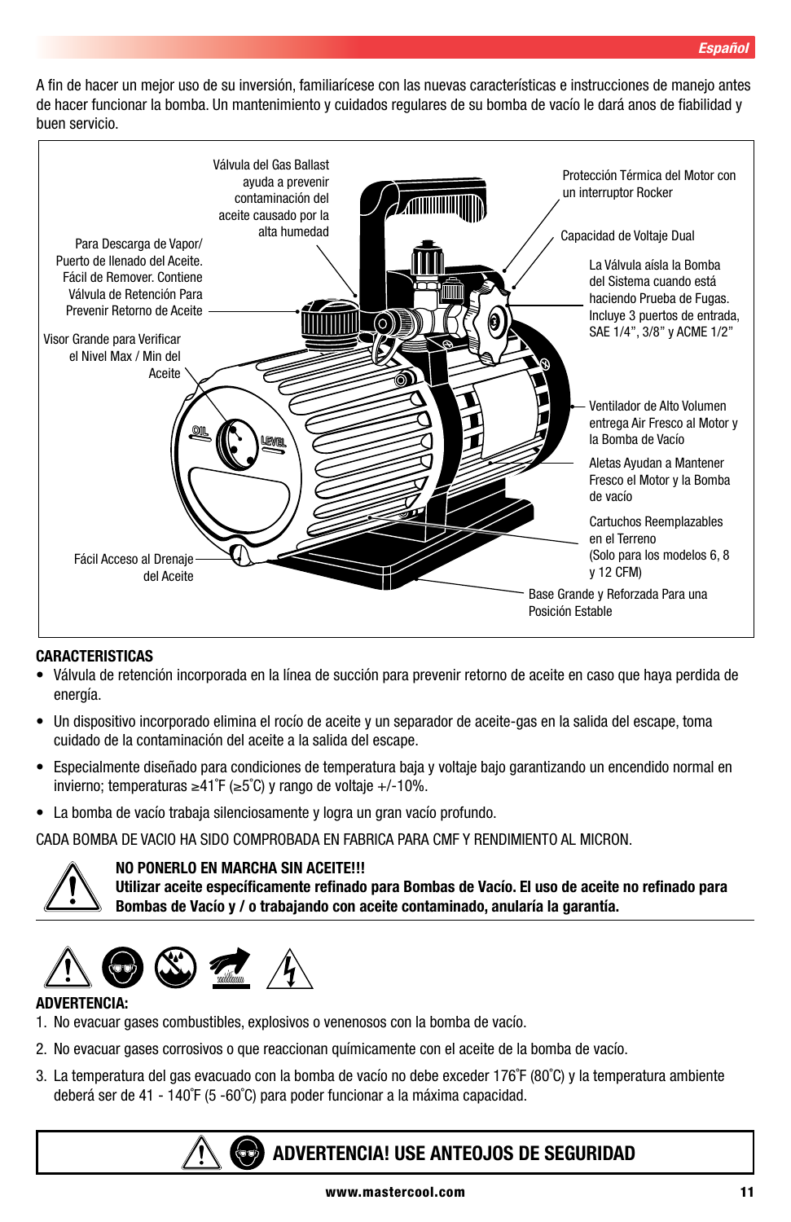A fin de hacer un mejor uso de su inversión, familiarícese con las nuevas características e instrucciones de manejo antes de hacer funcionar la bomba. Un mantenimiento y cuidados regulares de su bomba de vacío le dará anos de fiabilidad y buen servicio.

Válvula del Gas Ballast ayuda a prevenir contaminación del aceite causado por la alta humedad

Protección Térmica del Motor con un interruptor Rocker

Capacidad de Voltaje Dual

Para Descarga de Vapor/ Puerto de llenado del Aceite. Fácil de Remover. Contiene Válvula de Retención Para Prevenir Retorno de Aceite

La Válvula aísla la Bomba del Sistema cuando está haciendo Prueba de Fugas. Incluye 3 puertos de entrada, SAE 1/4", 3/8" y ACME 1/2"

Visor Grande para Verificar el Nivel Max / Min del Aceite

Ventilador de Alto Volumen entrega Air Fresco al Motor y la Bomba de Vacío

Aletas Ayudan a Mantener Fresco el Motor y la Bomba de vacío

Cartuchos Reemplazables en el Terreno (Solo para los modelos 6, 8 y 12 CFM)

Fácil Acceso al Drenaje del Aceite

Base Grande y Reforzada Para una Posición Estable

## CARACTERISTICAS

- Válvula de retención incorporada en la línea de succión para prevenir retorno de aceite en caso que haya perdida de energía.
- Un dispositivo incorporado elimina el rocío de aceite y un separador de aceite-gas en la salida del escape, toma cuidado de la contaminación del aceite a la salida del escape.
- Especialmente diseñado para condiciones de temperatura baja y voltaje bajo garantizando un encendido normal en invierno; temperaturas ≥41˚F (≥5˚C) y rango de voltaje +/-10%.
- La bomba de vacío trabaja silenciosamente y logra un gran vacío profundo.

CADA BOMBA DE VACIO HA SIDO COMPROBADA EN FABRICA PARA CMF Y RENDIMIENTO AL MICRON.

**NO PONERLO EN MARCHA SIN ACEITE!!!**
**Utilizar aceite específicamente refinado para Bombas de Vacío. El uso de aceite no refinado para Bombas de Vacío y / o trabajando con aceite contaminado, anularía la garantía.**

**ADVERTENCIA:**

1. No evacuar gases combustibles, explosivos o venenosos con la bomba de vacío.
2. No evacuar gases corrosivos o que reaccionan químicamente con el aceite de la bomba de vacío.
3. La temperatura del gas evacuado con la bomba de vacío no debe exceder 176˚F (80˚C) y la temperatura ambiente deberá ser de 41 - 140˚F (5 -60˚C) para poder funcionar a la máxima capacidad.

**ADVERTENCIA! USE ANTEOJOS DE SEGURIDAD**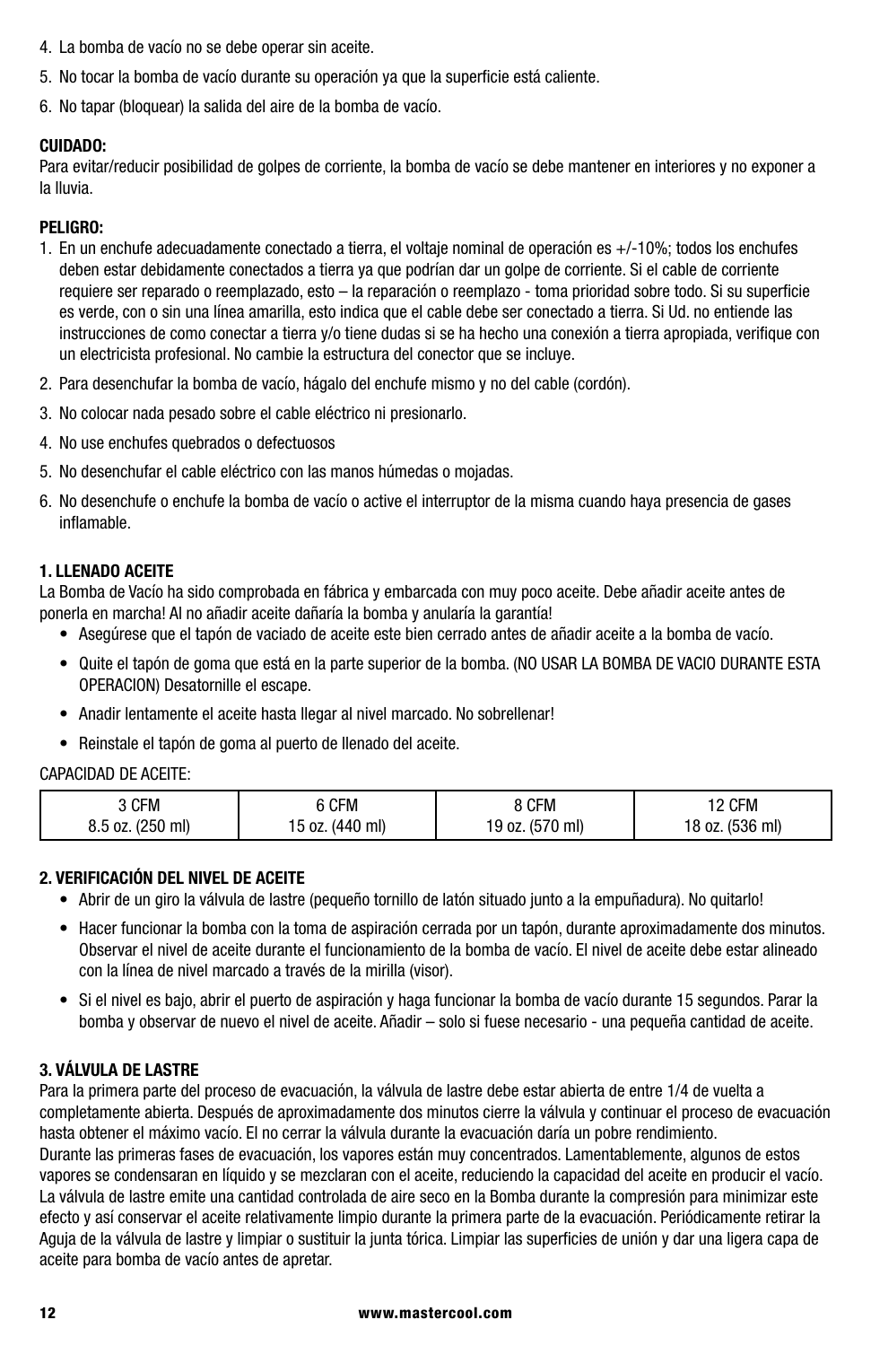4. La bomba de vacío no se debe operar sin aceite.
5. No tocar la bomba de vacío durante su operación ya que la superficie está caliente.
6. No tapar (bloquear) la salida del aire de la bomba de vacío.

**CUIDADO:**
Para evitar/reducir posibilidad de golpes de corriente, la bomba de vacío se debe mantener en interiores y no exponer a la lluvia.

**PELIGRO:**

1. En un enchufe adecuadamente conectado a tierra, el voltaje nominal de operación es +/-10%; todos los enchufes deben estar debidamente conectados a tierra ya que podrían dar un golpe de corriente. Si el cable de corriente requiere ser reparado o reemplazado, esto – la reparación o reemplazo - toma prioridad sobre todo. Si su superficie es verde, con o sin una línea amarilla, esto indica que el cable debe ser conectado a tierra. Si Ud. no entiende las instrucciones de como conectar a tierra y/o tiene dudas si se ha hecho una conexión a tierra apropiada, verifique con un electricista profesional. No cambie la estructura del conector que se incluye.
2. Para desenchufar la bomba de vacío, hágalo del enchufe mismo y no del cable (cordón).
3. No colocar nada pesado sobre el cable eléctrico ni presionarlo.
4. No use enchufes quebrados o defectuosos
5. No desenchufar el cable eléctrico con las manos húmedas o mojadas.
6. No desenchufe o enchufe la bomba de vacío o active el interruptor de la misma cuando haya presencia de gases inflamable.

**1. LLENADO ACEITE**

La Bomba de Vacío ha sido comprobada en fábrica y embarcada con muy poco aceite. Debe añadir aceite antes de ponerla en marcha! Al no añadir aceite dañaría la bomba y anularía la garantía!

- Asegúrese que el tapón de vaciado de aceite este bien cerrado antes de añadir aceite a la bomba de vacío.
- Quite el tapón de goma que está en la parte superior de la bomba. (NO USAR LA BOMBA DE VACIO DURANTE ESTA OPERACION) Desatornille el escape.
- Anadir lentamente el aceite hasta llegar al nivel marcado. No sobrellenar!
- Reinstale el tapón de goma al puerto de llenado del aceite.

CAPACIDAD DE ACEITE:

| 3 CFM | 6 CFM | 8 CFM | 12 CFM |
|---|---|---|---|
| 8.5 oz. (250 ml) | 15 oz. (440 ml) | 19 oz. (570 ml) | 18 oz. (536 ml) |

**2. VERIFICACIÓN DEL NIVEL DE ACEITE**

- Abrir de un giro la válvula de lastre (pequeño tornillo de latón situado junto a la empuñadura). No quitarlo!
- Hacer funcionar la bomba con la toma de aspiración cerrada por un tapón, durante aproximadamente dos minutos. Observar el nivel de aceite durante el funcionamiento de la bomba de vacío. El nivel de aceite debe estar alineado con la línea de nivel marcado a través de la mirilla (visor).
- Si el nivel es bajo, abrir el puerto de aspiración y haga funcionar la bomba de vacío durante 15 segundos. Parar la bomba y observar de nuevo el nivel de aceite. Añadir – solo si fuese necesario - una pequeña cantidad de aceite.

**3. VÁLVULA DE LASTRE**

Para la primera parte del proceso de evacuación, la válvula de lastre debe estar abierta de entre 1/4 de vuelta a completamente abierta. Después de aproximadamente dos minutos cierre la válvula y continuar el proceso de evacuación hasta obtener el máximo vacío. El no cerrar la válvula durante la evacuación daría un pobre rendimiento.
Durante las primeras fases de evacuación, los vapores están muy concentrados. Lamentablemente, algunos de estos vapores se condensaran en líquido y se mezclaran con el aceite, reduciendo la capacidad del aceite en producir el vacío. La válvula de lastre emite una cantidad controlada de aire seco en la Bomba durante la compresión para minimizar este efecto y así conservar el aceite relativamente limpio durante la primera parte de la evacuación. Periódicamente retirar la Aguja de la válvula de lastre y limpiar o sustituir la junta tórica. Limpiar las superficies de unión y dar una ligera capa de aceite para bomba de vacío antes de apretar.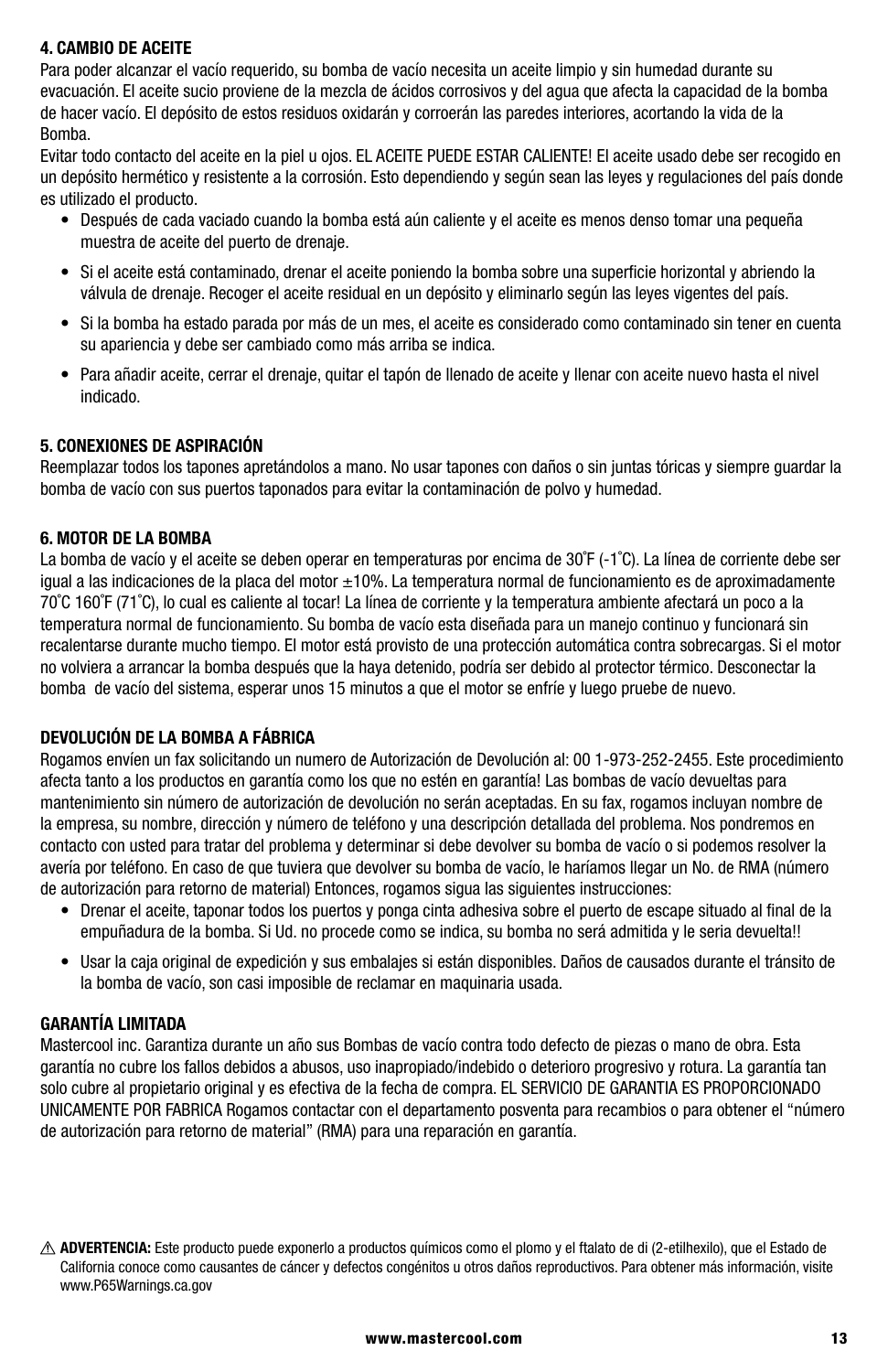**4. CAMBIO DE ACEITE**

Para poder alcanzar el vacío requerido, su bomba de vacío necesita un aceite limpio y sin humedad durante su evacuación. El aceite sucio proviene de la mezcla de ácidos corrosivos y del agua que afecta la capacidad de la bomba de hacer vacío. El depósito de estos residuos oxidarán y corroerán las paredes interiores, acortando la vida de la Bomba.

Evitar todo contacto del aceite en la piel u ojos. EL ACEITE PUEDE ESTAR CALIENTE! El aceite usado debe ser recogido en un depósito hermético y resistente a la corrosión. Esto dependiendo y según sean las leyes y regulaciones del país donde es utilizado el producto.

- Después de cada vaciado cuando la bomba está aún caliente y el aceite es menos denso tomar una pequeña muestra de aceite del puerto de drenaje.
- Si el aceite está contaminado, drenar el aceite poniendo la bomba sobre una superficie horizontal y abriendo la válvula de drenaje. Recoger el aceite residual en un depósito y eliminarlo según las leyes vigentes del país.
- Si la bomba ha estado parada por más de un mes, el aceite es considerado como contaminado sin tener en cuenta su apariencia y debe ser cambiado como más arriba se indica.
- Para añadir aceite, cerrar el drenaje, quitar el tapón de llenado de aceite y llenar con aceite nuevo hasta el nivel indicado.

**5. CONEXIONES DE ASPIRACIÓN**

Reemplazar todos los tapones apretándolos a mano. No usar tapones con daños o sin juntas tóricas y siempre guardar la bomba de vacío con sus puertos taponados para evitar la contaminación de polvo y humedad.

**6. MOTOR DE LA BOMBA**

La bomba de vacío y el aceite se deben operar en temperaturas por encima de 30˚F (-1˚C). La línea de corriente debe ser igual a las indicaciones de la placa del motor ±10%. La temperatura normal de funcionamiento es de aproximadamente 70˚C 160˚F (71˚C), lo cual es caliente al tocar! La línea de corriente y la temperatura ambiente afectará un poco a la temperatura normal de funcionamiento. Su bomba de vacío esta diseñada para un manejo continuo y funcionará sin recalentarse durante mucho tiempo. El motor está provisto de una protección automática contra sobrecargas. Si el motor no volviera a arrancar la bomba después que la haya detenido, podría ser debido al protector térmico. Desconectar la bomba de vacío del sistema, esperar unos 15 minutos a que el motor se enfríe y luego pruebe de nuevo.

**DEVOLUCIÓN DE LA BOMBA A FÁBRICA**

Rogamos envíen un fax solicitando un numero de Autorización de Devolución al: 00 1-973-252-2455. Este procedimiento afecta tanto a los productos en garantía como los que no estén en garantía! Las bombas de vacío devueltas para mantenimiento sin número de autorización de devolución no serán aceptadas. En su fax, rogamos incluyan nombre de la empresa, su nombre, dirección y número de teléfono y una descripción detallada del problema. Nos pondremos en contacto con usted para tratar del problema y determinar si debe devolver su bomba de vacío o si podemos resolver la avería por teléfono. En caso de que tuviera que devolver su bomba de vacío, le haríamos llegar un No. de RMA (número de autorización para retorno de material) Entonces, rogamos sigua las siguientes instrucciones:

- Drenar el aceite, taponar todos los puertos y ponga cinta adhesiva sobre el puerto de escape situado al final de la empuñadura de la bomba. Si Ud. no procede como se indica, su bomba no será admitida y le seria devuelta!!
- Usar la caja original de expedición y sus embalajes si están disponibles. Daños de causados durante el tránsito de la bomba de vacío, son casi imposible de reclamar en maquinaria usada.

**GARANTÍA LIMITADA**

Mastercool inc. Garantiza durante un año sus Bombas de vacío contra todo defecto de piezas o mano de obra. Esta garantía no cubre los fallos debidos a abusos, uso inapropiado/indebido o deterioro progresivo y rotura. La garantía tan solo cubre al propietario original y es efectiva de la fecha de compra. EL SERVICIO DE GARANTIA ES PROPORCIONADO UNICAMENTE POR FABRICA Rogamos contactar con el departamento posventa para recambios o para obtener el “número de autorización para retorno de material” (RMA) para una reparación en garantía.

⚠ **ADVERTENCIA:** Este producto puede exponerlo a productos químicos como el plomo y el ftalato de di (2-etilhexilo), que el Estado de California conoce como causantes de cáncer y defectos congénitos u otros daños reproductivos. Para obtener más información, visite www.P65Warnings.ca.gov

www.mastercool.com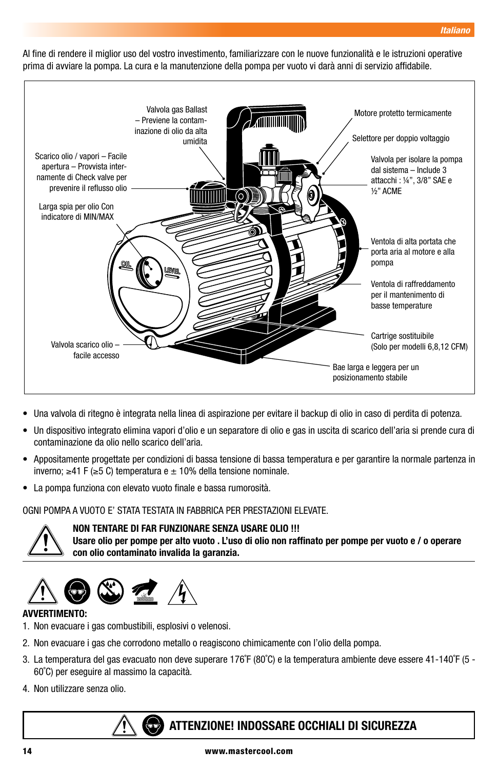Al fine di rendere il miglior uso del vostro investimento, familiarizzare con le nuove funzionalità e le istruzioni operative prima di avviare la pompa. La cura e la manutenzione della pompa per vuoto vi darà anni di servizio affidabile.

Valvola gas Ballast – Previene la contaminazione di olio da alta umidita

Motore protetto termicamente

Selettore per doppio voltaggio

Scarico olio / vapori – Facile apertura – Provvista internamente di Check valve per prevenire il reflusso olio

Valvola per isolare la pompa dal sistema – Include 3 attacchi : ¼", 3/8" SAE e ½" ACME

Larga spia per olio Con indicatore di MIN/MAX

Ventola di alta portata che porta aria al motore e alla pompa

Ventola di raffreddamento per il mantenimento di basse temperature

Cartrige sostituibile (Solo per modelli 6,8,12 CFM)

Valvola scarico olio – facile accesso

Bae larga e leggera per un posizionamento stabile

- Una valvola di ritegno è integrata nella linea di aspirazione per evitare il backup di olio in caso di perdita di potenza.
- Un dispositivo integrato elimina vapori d'olio e un separatore di olio e gas in uscita di scarico dell'aria si prende cura di contaminazione da olio nello scarico dell'aria.
- Appositamente progettate per condizioni di bassa tensione di bassa temperatura e per garantire la normale partenza in inverno; ≥41 F (≥5 C) temperatura e ± 10% della tensione nominale.
- La pompa funziona con elevato vuoto finale e bassa rumorosità.

OGNI POMPA A VUOTO E' STATA TESTATA IN FABBRICA PER PRESTAZIONI ELEVATE.

**NON TENTARE DI FAR FUNZIONARE SENZA USARE OLIO !!!**
**Usare olio per pompe per alto vuoto . L'uso di olio non raffinato per pompe per vuoto e / o operare con olio contaminato invalida la garanzia.**

**AVVERTIMENTO:**

1. Non evacuare i gas combustibili, esplosivi o velenosi.
2. Non evacuare i gas che corrodono metallo o reagiscono chimicamente con l'olio della pompa.
3. La temperatura del gas evacuato non deve superare 176˚F (80˚C) e la temperatura ambiente deve essere 41-140˚F (5 - 60˚C) per eseguire al massimo la capacità.
4. Non utilizzare senza olio.

**ATTENZIONE! INDOSSARE OCCHIALI DI SICUREZZA**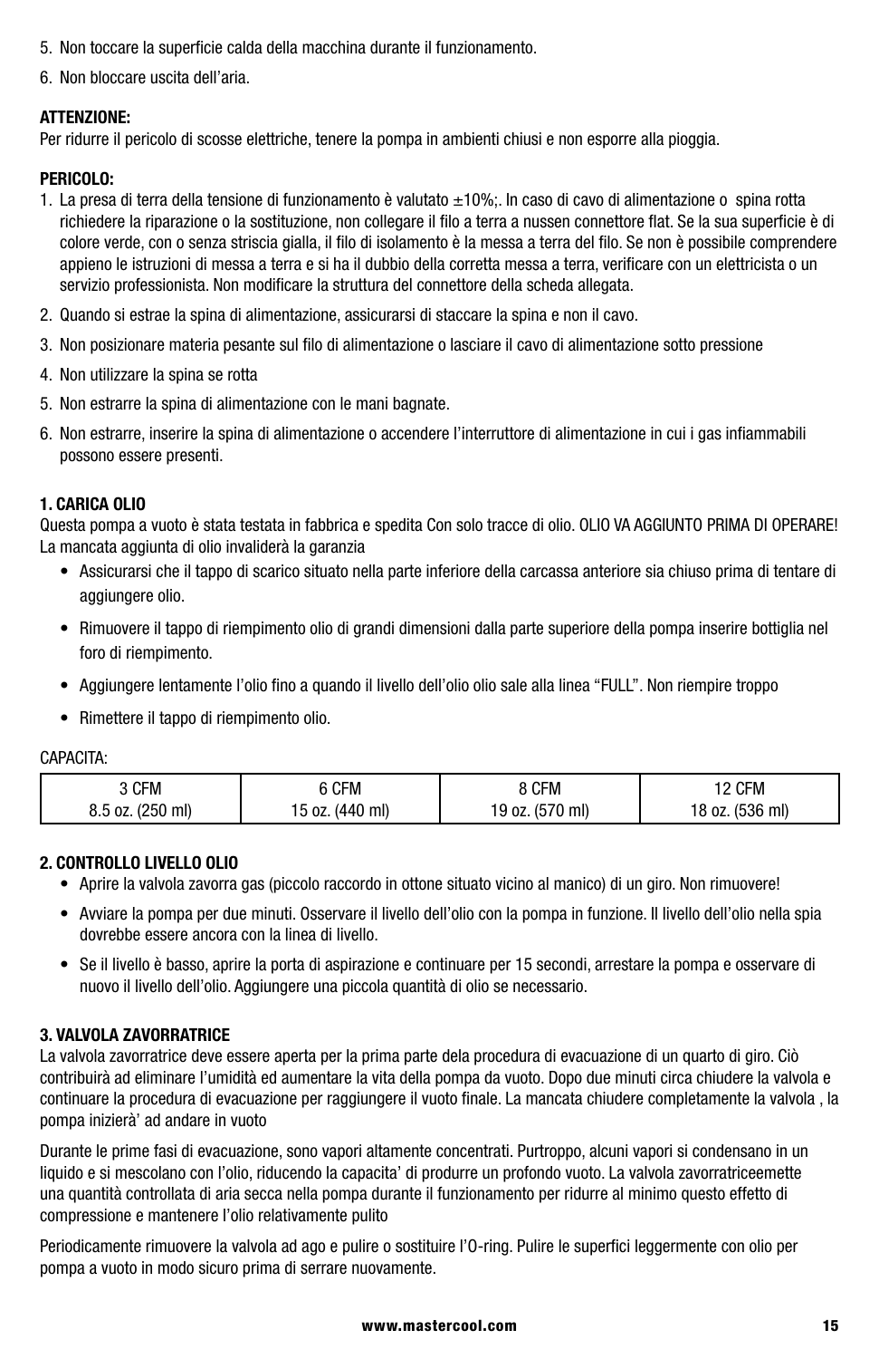5. Non toccare la superficie calda della macchina durante il funzionamento.

6. Non bloccare uscita dell'aria.

**ATTENZIONE:**
Per ridurre il pericolo di scosse elettriche, tenere la pompa in ambienti chiusi e non esporre alla pioggia.

**PERICOLO:**

1. La presa di terra della tensione di funzionamento è valutato ±10%;. In caso di cavo di alimentazione o spina rotta richiedere la riparazione o la sostituzione, non collegare il filo a terra a nussen connettore flat. Se la sua superficie è di colore verde, con o senza striscia gialla, il filo di isolamento è la messa a terra del filo. Se non è possibile comprendere appieno le istruzioni di messa a terra e si ha il dubbio della corretta messa a terra, verificare con un elettricista o un servizio professionista. Non modificare la struttura del connettore della scheda allegata.

2. Quando si estrae la spina di alimentazione, assicurarsi di staccare la spina e non il cavo.

3. Non posizionare materia pesante sul filo di alimentazione o lasciare il cavo di alimentazione sotto pressione

4. Non utilizzare la spina se rotta

5. Non estrarre la spina di alimentazione con le mani bagnate.

6. Non estrarre, inserire la spina di alimentazione o accendere l'interruttore di alimentazione in cui i gas infiammabili possono essere presenti.

**1. CARICA OLIO**
Questa pompa a vuoto è stata testata in fabbrica e spedita Con solo tracce di olio. OLIO VA AGGIUNTO PRIMA DI OPERARE! La mancata aggiunta di olio invaliderà la garanzia

- Assicurarsi che il tappo di scarico situato nella parte inferiore della carcassa anteriore sia chiuso prima di tentare di aggiungere olio.
- Rimuovere il tappo di riempimento olio di grandi dimensioni dalla parte superiore della pompa inserire bottiglia nel foro di riempimento.
- Aggiungere lentamente l'olio fino a quando il livello dell'olio olio sale alla linea "FULL". Non riempire troppo
- Rimettere il tappo di riempimento olio.

CAPACITA:

| 3 CFM | 6 CFM | 8 CFM | 12 CFM |
|---|---|---|---|
| 8.5 oz. (250 ml) | 15 oz. (440 ml) | 19 oz. (570 ml) | 18 oz. (536 ml) |

**2. CONTROLLO LIVELLO OLIO**

- Aprire la valvola zavorra gas (piccolo raccordo in ottone situato vicino al manico) di un giro. Non rimuovere!
- Avviare la pompa per due minuti. Osservare il livello dell'olio con la pompa in funzione. Il livello dell'olio nella spia dovrebbe essere ancora con la linea di livello.
- Se il livello è basso, aprire la porta di aspirazione e continuare per 15 secondi, arrestare la pompa e osservare di nuovo il livello dell'olio. Aggiungere una piccola quantità di olio se necessario.

**3. VALVOLA ZAVORRATRICE**
La valvola zavorratrice deve essere aperta per la prima parte dela procedura di evacuazione di un quarto di giro. Ciò contribuirà ad eliminare l'umidità ed aumentare la vita della pompa da vuoto. Dopo due minuti circa chiudere la valvola e continuare la procedura di evacuazione per raggiungere il vuoto finale. La mancata chiudere completamente la valvola , la pompa inizierà' ad andare in vuoto

Durante le prime fasi di evacuazione, sono vapori altamente concentrati. Purtroppo, alcuni vapori si condensano in un liquido e si mescolano con l'olio, riducendo la capacita' di produrre un profondo vuoto. La valvola zavorratriceemette una quantità controllata di aria secca nella pompa durante il funzionamento per ridurre al minimo questo effetto di compressione e mantenere l'olio relativamente pulito

Periodicamente rimuovere la valvola ad ago e pulire o sostituire l'O-ring. Pulire le superfici leggermente con olio per pompa a vuoto in modo sicuro prima di serrare nuovamente.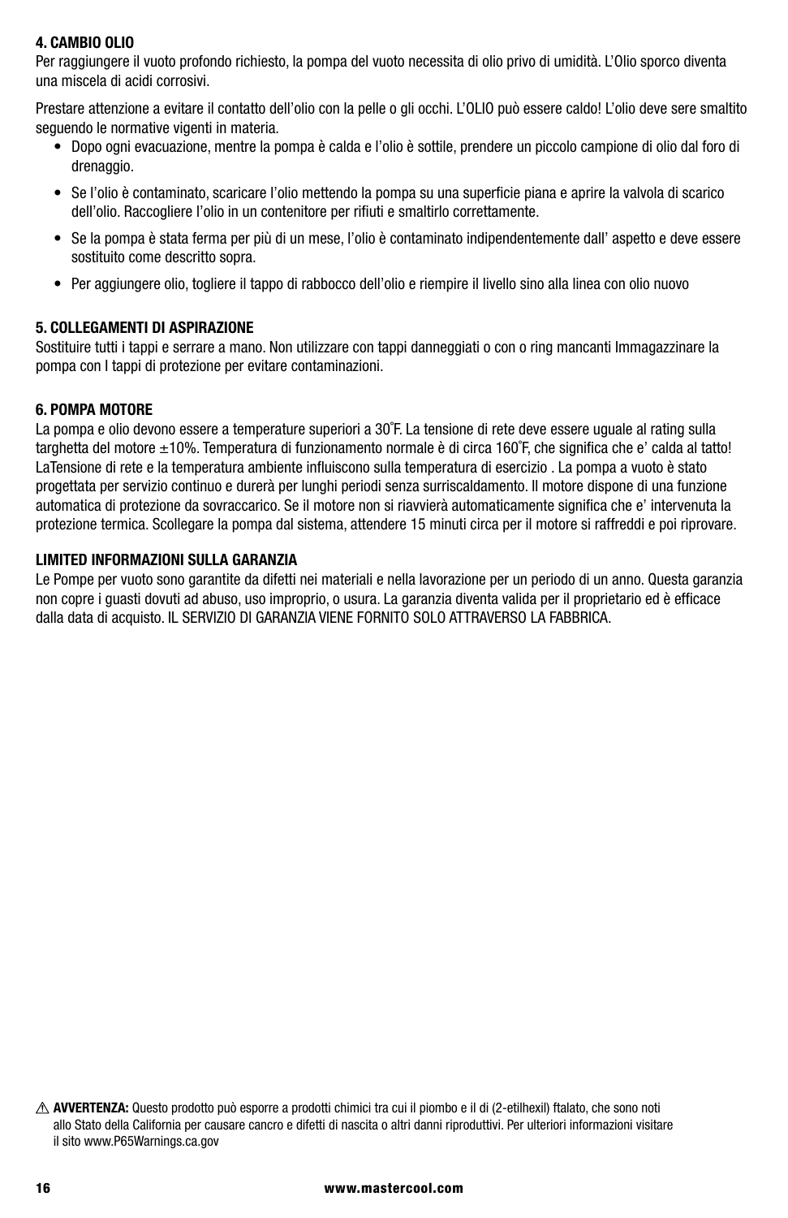**4. CAMBIO OLIO**

Per raggiungere il vuoto profondo richiesto, la pompa del vuoto necessita di olio privo di umidità. L'Olio sporco diventa una miscela di acidi corrosivi.

Prestare attenzione a evitare il contatto dell'olio con la pelle o gli occhi. L'OLIO può essere caldo! L'olio deve sere smaltito seguendo le normative vigenti in materia.

- Dopo ogni evacuazione, mentre la pompa è calda e l'olio è sottile, prendere un piccolo campione di olio dal foro di drenaggio.
- Se l'olio è contaminato, scaricare l'olio mettendo la pompa su una superficie piana e aprire la valvola di scarico dell'olio. Raccogliere l'olio in un contenitore per rifiuti e smaltirlo correttamente.
- Se la pompa è stata ferma per più di un mese, l'olio è contaminato indipendentemente dall' aspetto e deve essere sostituito come descritto sopra.
- Per aggiungere olio, togliere il tappo di rabbocco dell'olio e riempire il livello sino alla linea con olio nuovo

**5. COLLEGAMENTI DI ASPIRAZIONE**

Sostituire tutti i tappi e serrare a mano. Non utilizzare con tappi danneggiati o con o ring mancanti Immagazzinare la pompa con I tappi di protezione per evitare contaminazioni.

**6. POMPA MOTORE**

La pompa e olio devono essere a temperature superiori a 30˚F. La tensione di rete deve essere uguale al rating sulla targhetta del motore ±10%. Temperatura di funzionamento normale è di circa 160˚F, che significa che e' calda al tatto! LaTensione di rete e la temperatura ambiente influiscono sulla temperatura di esercizio . La pompa a vuoto è stato progettata per servizio continuo e durerà per lunghi periodi senza surriscaldamento. Il motore dispone di una funzione automatica di protezione da sovraccarico. Se il motore non si riavvierà automaticamente significa che e' intervenuta la protezione termica. Scollegare la pompa dal sistema, attendere 15 minuti circa per il motore si raffreddi e poi riprovare.

**LIMITED INFORMAZIONI SULLA GARANZIA**

Le Pompe per vuoto sono garantite da difetti nei materiali e nella lavorazione per un periodo di un anno. Questa garanzia non copre i guasti dovuti ad abuso, uso improprio, o usura. La garanzia diventa valida per il proprietario ed è efficace dalla data di acquisto. IL SERVIZIO DI GARANZIA VIENE FORNITO SOLO ATTRAVERSO LA FABBRICA.

⚠ **AVVERTENZA:** Questo prodotto può esporre a prodotti chimici tra cui il piombo e il di (2-etilhexil) ftalato, che sono noti allo Stato della California per causare cancro e difetti di nascita o altri danni riproduttivi. Per ulteriori informazioni visitare il sito www.P65Warnings.ca.gov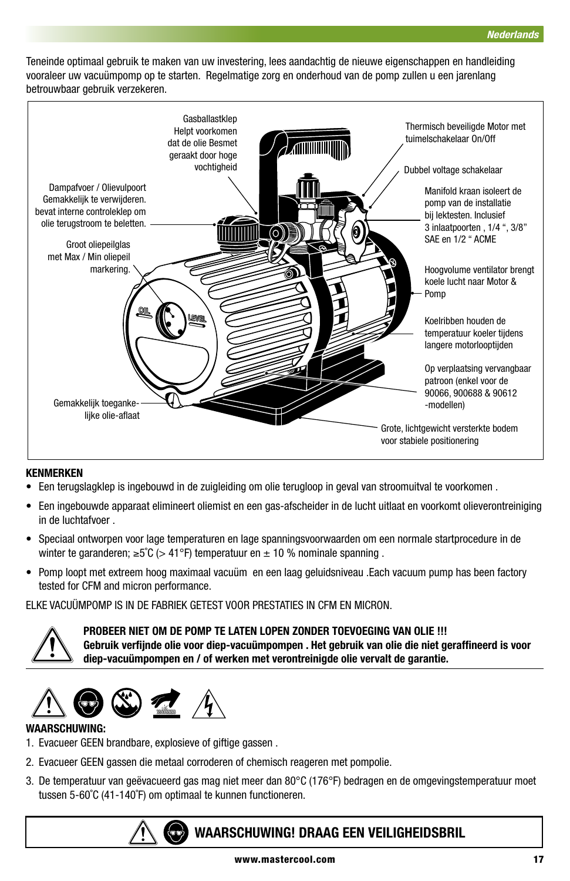Teneinde optimaal gebruik te maken van uw investering, lees aandachtig de nieuwe eigenschappen en handleiding vooraleer uw vacuümpomp op te starten. Regelmatige zorg en onderhoud van de pomp zullen u een jarenlang betrouwbaar gebruik verzekeren.

Gasballastklep Helpt voorkomen dat de olie Besmet geraakt door hoge vochtigheid

Thermisch beveiligde Motor met tuimelschakelaar On/Off

Dubbel voltage schakelaar

Dampafvoer / Olievulpoort Gemakkelijk te verwijderen. bevat interne controleklep om olie terugstroom te beletten.

Manifold kraan isoleert de pomp van de installatie bij lektesten. Inclusief 3 inlaatpoorten , 1/4 “, 3/8” SAE en 1/2 “ ACME

Groot oliepeilglas met Max / Min oliepeil markering.

Hoogvolume ventilator brengt koele lucht naar Motor & Pomp

Koelribben houden de temperatuur koeler tijdens langere motorlooptijden

Op verplaatsing vervangbaar patroon (enkel voor de 90066, 900688 & 90612 -modellen)

Gemakkelijk toeganke-lijke olie-aflaat

Grote, lichtgewicht versterkte bodem voor stabiele positionering

**KENMERKEN**

- Een terugslagklep is ingebouwd in de zuigleiding om olie terugloop in geval van stroomuitval te voorkomen .
- Een ingebouwde apparaat elimineert oliemist en een gas-afscheider in de lucht uitlaat en voorkomt olieverontreiniging in de luchtafvoer .
- Speciaal ontworpen voor lage temperaturen en lage spanningsvoorwaarden om een normale startprocedure in de winter te garanderen; ≥5˚C (> 41°F) temperatuur en ± 10 % nominale spanning .
- Pomp loopt met extreem hoog maximaal vacuüm en een laag geluidsniveau .Each vacuum pump has been factory tested for CFM and micron performance.

ELKE VACUÜMPOMP IS IN DE FABRIEK GETEST VOOR PRESTATIES IN CFM EN MICRON.

**PROBEER NIET OM DE POMP TE LATEN LOPEN ZONDER TOEVOEGING VAN OLIE !!!**
**Gebruik verfijnde olie voor diep-vacuümpompen . Het gebruik van olie die niet geraffineerd is voor diep-vacuümpompen en / of werken met verontreinigde olie vervalt de garantie.**

**WAARSCHUWING:**

1. Evacueer GEEN brandbare, explosieve of giftige gassen .
2. Evacueer GEEN gassen die metaal corroderen of chemisch reageren met pompolie.
3. De temperatuur van geëvacueerd gas mag niet meer dan 80°C (176°F) bedragen en de omgevingstemperatuur moet tussen 5-60˚C (41-140˚F) om optimaal te kunnen functioneren.

**WAARSCHUWING! DRAAG EEN VEILIGHEIDSBRIL**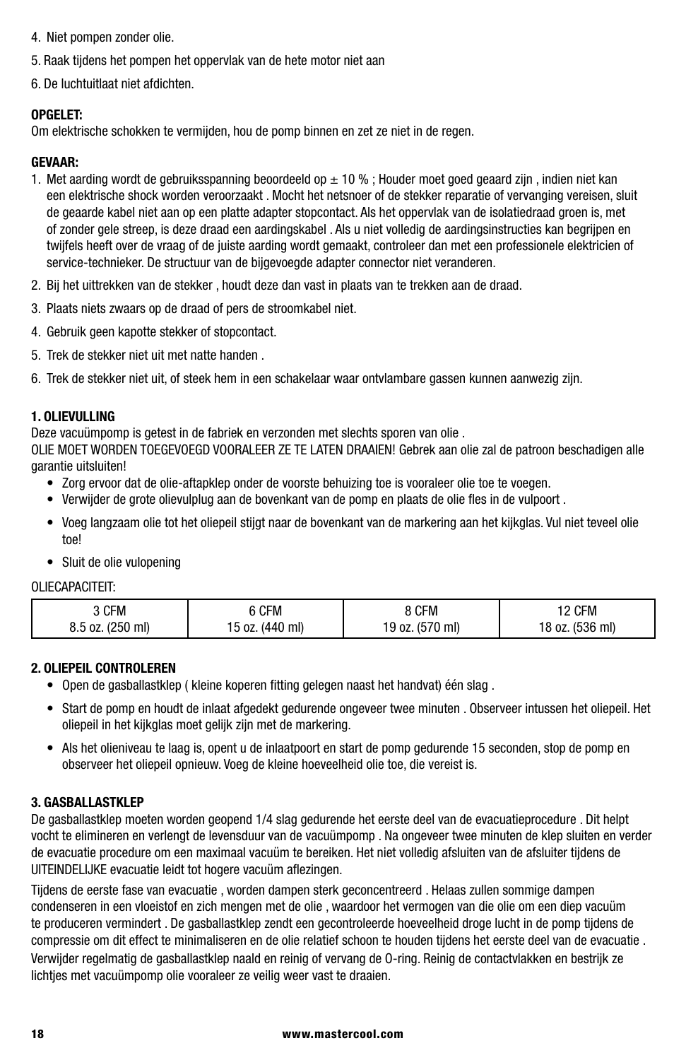4. Niet pompen zonder olie.
5. Raak tijdens het pompen het oppervlak van de hete motor niet aan
6. De luchtuitlaat niet afdichten.

**OPGELET:**
Om elektrische schokken te vermijden, hou de pomp binnen en zet ze niet in de regen.

**GEVAAR:**

1. Met aarding wordt de gebruiksspanning beoordeeld op ± 10 % ; Houder moet goed geaard zijn , indien niet kan een elektrische shock worden veroorzaakt . Mocht het netsnoer of de stekker reparatie of vervanging vereisen, sluit de geaarde kabel niet aan op een platte adapter stopcontact. Als het oppervlak van de isolatiedraad groen is, met of zonder gele streep, is deze draad een aardingskabel . Als u niet volledig de aardingsinstructies kan begrijpen en twijfels heeft over de vraag of de juiste aarding wordt gemaakt, controleer dan met een professionele elektricien of service-technieker. De structuur van de bijgevoegde adapter connector niet veranderen.
2. Bij het uittrekken van de stekker , houdt deze dan vast in plaats van te trekken aan de draad.
3. Plaats niets zwaars op de draad of pers de stroomkabel niet.
4. Gebruik geen kapotte stekker of stopcontact.
5. Trek de stekker niet uit met natte handen .
6. Trek de stekker niet uit, of steek hem in een schakelaar waar ontvlambare gassen kunnen aanwezig zijn.

**1. OLIEVULLING**
Deze vacuümpomp is getest in de fabriek en verzonden met slechts sporen van olie .
OLIE MOET WORDEN TOEGEVOEGD VOORALEER ZE TE LATEN DRAAIEN! Gebrek aan olie zal de patroon beschadigen alle garantie uitsluiten!

- Zorg ervoor dat de olie-aftapklep onder de voorste behuizing toe is vooraleer olie toe te voegen.
- Verwijder de grote olievulplug aan de bovenkant van de pomp en plaats de olie fles in de vulpoort .
- Voeg langzaam olie tot het oliepeil stijgt naar de bovenkant van de markering aan het kijkglas. Vul niet teveel olie toe!
- Sluit de olie vulopening

OLIECAPACITEIT:

| 3 CFM | 6 CFM | 8 CFM | 12 CFM |
|---|---|---|---|
| 8.5 oz. (250 ml) | 15 oz. (440 ml) | 19 oz. (570 ml) | 18 oz. (536 ml) |

**2. OLIEPEIL CONTROLEREN**

- Open de gasballastklep ( kleine koperen fitting gelegen naast het handvat) één slag .
- Start de pomp en houdt de inlaat afgedekt gedurende ongeveer twee minuten . Observeer intussen het oliepeil. Het oliepeil in het kijkglas moet gelijk zijn met de markering.
- Als het olieniveau te laag is, opent u de inlaatpoort en start de pomp gedurende 15 seconden, stop de pomp en observeer het oliepeil opnieuw. Voeg de kleine hoeveelheid olie toe, die vereist is.

**3. GASBALLASTKLEP**
De gasballastklep moeten worden geopend 1/4 slag gedurende het eerste deel van de evacuatieprocedure . Dit helpt vocht te elimineren en verlengt de levensduur van de vacuümpomp . Na ongeveer twee minuten de klep sluiten en verder de evacuatie procedure om een maximaal vacuüm te bereiken. Het niet volledig afsluiten van de afsluiter tijdens de UITEINDELIJKE evacuatie leidt tot hogere vacuüm aflezingen.

Tijdens de eerste fase van evacuatie , worden dampen sterk geconcentreerd . Helaas zullen sommige dampen condenseren in een vloeistof en zich mengen met de olie , waardoor het vermogen van die olie om een diep vacuüm te produceren vermindert . De gasballastklep zendt een gecontroleerde hoeveelheid droge lucht in de pomp tijdens de compressie om dit effect te minimaliseren en de olie relatief schoon te houden tijdens het eerste deel van de evacuatie .
Verwijder regelmatig de gasballastklep naald en reinig of vervang de O-ring. Reinig de contactvlakken en bestrijk ze lichtjes met vacuümpomp olie vooraleer ze veilig weer vast te draaien.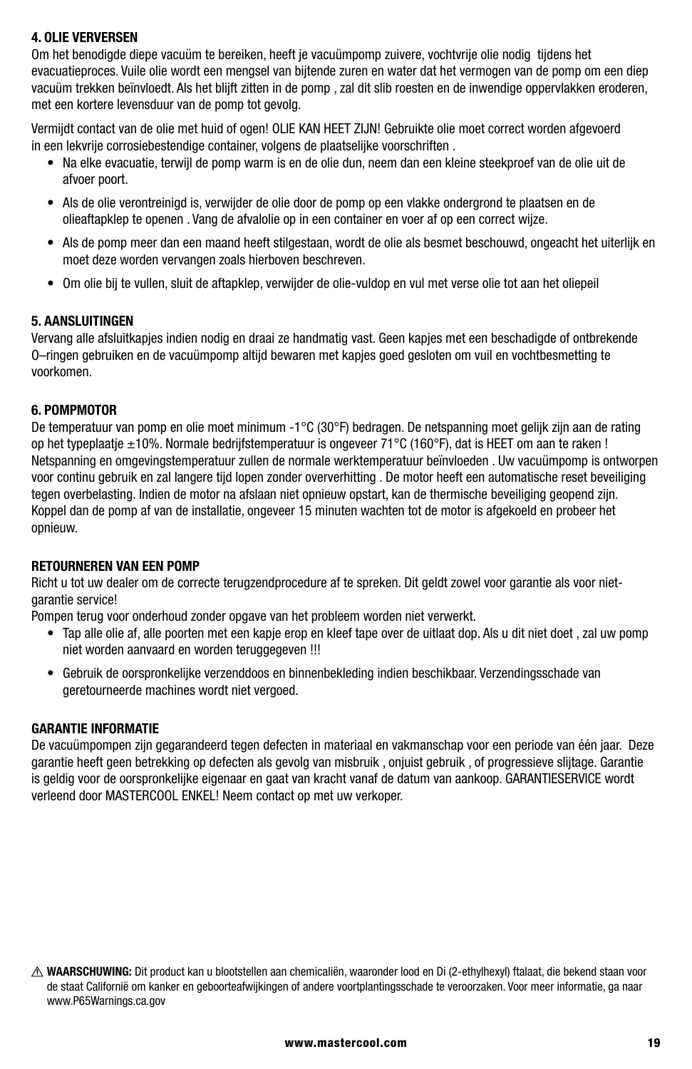#### 4. OLIE VERVERSEN

Om het benodigde diepe vacuüm te bereiken, heeft je vacuümpomp zuivere, vochtvrije olie nodig tijdens het evacuatieproces. Vuile olie wordt een mengsel van bijtende zuren en water dat het vermogen van de pomp om een diep vacuüm trekken beïnvloedt. Als het blijft zitten in de pomp , zal dit slib roesten en de inwendige oppervlakken eroderen, met een kortere levensduur van de pomp tot gevolg.

Vermijdt contact van de olie met huid of ogen! OLIE KAN HEET ZIJN! Gebruikte olie moet correct worden afgevoerd in een lekvrije corrosiebestendige container, volgens de plaatselijke voorschriften .

- Na elke evacuatie, terwijl de pomp warm is en de olie dun, neem dan een kleine steekproef van de olie uit de afvoer poort.
- Als de olie verontreinigd is, verwijder de olie door de pomp op een vlakke ondergrond te plaatsen en de olieaftapklep te openen . Vang de afvalolie op in een container en voer af op een correct wijze.
- Als de pomp meer dan een maand heeft stilgestaan, wordt de olie als besmet beschouwd, ongeacht het uiterlijk en moet deze worden vervangen zoals hierboven beschreven.
- Om olie bij te vullen, sluit de aftapklep, verwijder de olie-vuldop en vul met verse olie tot aan het oliepeil

#### 5. AANSLUITINGEN

Vervang alle afsluitkapjes indien nodig en draai ze handmatig vast. Geen kapjes met een beschadigde of ontbrekende O–ringen gebruiken en de vacuümpomp altijd bewaren met kapjes goed gesloten om vuil en vochtbesmetting te voorkomen.

#### 6. POMPMOTOR

De temperatuur van pomp en olie moet minimum -1°C (30°F) bedragen. De netspanning moet gelijk zijn aan de rating op het typeplaatje ±10%. Normale bedrijfstemperatuur is ongeveer 71°C (160°F), dat is HEET om aan te raken ! Netspanning en omgevingstemperatuur zullen de normale werktemperatuur beïnvloeden . Uw vacuümpomp is ontworpen voor continu gebruik en zal langere tijd lopen zonder oververhitting . De motor heeft een automatische reset beveiliging tegen overbelasting. Indien de motor na afslaan niet opnieuw opstart, kan de thermische beveiliging geopend zijn. Koppel dan de pomp af van de installatie, ongeveer 15 minuten wachten tot de motor is afgekoeld en probeer het opnieuw.

#### RETOURNEREN VAN EEN POMP

Richt u tot uw dealer om de correcte terugzendprocedure af te spreken. Dit geldt zowel voor garantie als voor niet-garantie service!

Pompen terug voor onderhoud zonder opgave van het probleem worden niet verwerkt.

- Tap alle olie af, alle poorten met een kapje erop en kleef tape over de uitlaat dop. Als u dit niet doet , zal uw pomp niet worden aanvaard en worden teruggegeven !!!
- Gebruik de oorspronkelijke verzenddoos en binnenbekleding indien beschikbaar. Verzendingsschade van geretourneerde machines wordt niet vergoed.

#### GARANTIE INFORMATIE

De vacuümpompen zijn gegarandeerd tegen defecten in materiaal en vakmanschap voor een periode van één jaar. Deze garantie heeft geen betrekking op defecten als gevolg van misbruik , onjuist gebruik , of progressieve slijtage. Garantie is geldig voor de oorspronkelijke eigenaar en gaat van kracht vanaf de datum van aankoop. GARANTIESERVICE wordt verleend door MASTERCOOL ENKEL! Neem contact op met uw verkoper.

⚠ **WAARSCHUWING:** Dit product kan u blootstellen aan chemicaliën, waaronder lood en Di (2-ethylhexyl) ftalaat, die bekend staan voor de staat Californië om kanker en geboorteafwijkingen of andere voortplantingsschade te veroorzaken. Voor meer informatie, ga naar www.P65Warnings.ca.gov

www.mastercool.com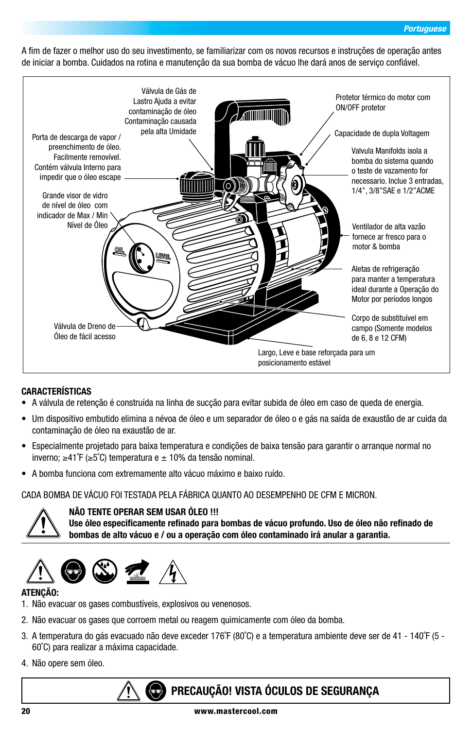A fim de fazer o melhor uso do seu investimento, se familiarizar com os novos recursos e instruções de operação antes de iniciar a bomba. Cuidados na rotina e manutenção da sua bomba de vácuo lhe dará anos de serviço confiável.

Válvula de Gás de Lastro Ajuda a evitar contaminação de óleo Contaminação causada pela alta Umidade

Porta de descarga de vapor / preenchimento de óleo. Facilmente removível. Contém válvula Interno para impedir que o óleo escape

Grande visor de vidro de nível de óleo com indicador de Max / Min Nível de Óleo

Válvula de Dreno de Óleo de fácil acesso

Protetor térmico do motor com ON/OFF protetor

Capacidade de dupla Voltagem

Valvula Manifolds isola a bomba do sistema quando o teste de vazamento for necessario. Inclue 3 entradas, 1/4”, 3/8”SAE e 1/2”ACME

Ventilador de alta vazão fornece ar fresco para o motor & bomba

Aletas de refrigeração para manter a temperatura ideal durante a Operação do Motor por períodos longos

Corpo de substituível em campo (Somente modelos de 6, 8 e 12 CFM)

Largo, Leve e base reforçada para um posicionamento estável

**CARACTERÍSTICAS**

- A válvula de retenção é construída na linha de sucção para evitar subida de óleo em caso de queda de energia.
- Um dispositivo embutido elimina a névoa de óleo e um separador de óleo o e gás na saída de exaustão de ar cuida da contaminação de óleo na exaustão de ar.
- Especialmente projetado para baixa temperatura e condições de baixa tensão para garantir o arranque normal no inverno; ≥41˚F (≥5˚C) temperatura e ± 10% da tensão nominal.
- A bomba funciona com extremamente alto vácuo máximo e baixo ruído.

CADA BOMBA DE VÁCUO FOI TESTADA PELA FÁBRICA QUANTO AO DESEMPENHO DE CFM E MICRON.

**NÃO TENTE OPERAR SEM USAR ÓLEO !!!**
**Use óleo especificamente refinado para bombas de vácuo profundo. Uso de óleo não refinado de bombas de alto vácuo e / ou a operação com óleo contaminado irá anular a garantia.**

**ATENÇÃO:**

1. Não evacuar os gases combustíveis, explosivos ou venenosos.
2. Não evacuar os gases que corroem metal ou reagem quimicamente com óleo da bomba.
3. A temperatura do gás evacuado não deve exceder 176˚F (80˚C) e a temperatura ambiente deve ser de 41 - 140˚F (5 - 60˚C) para realizar a máxima capacidade.
4. Não opere sem óleo.

**PRECAUÇÃO! VISTA ÓCULOS DE SEGURANÇA**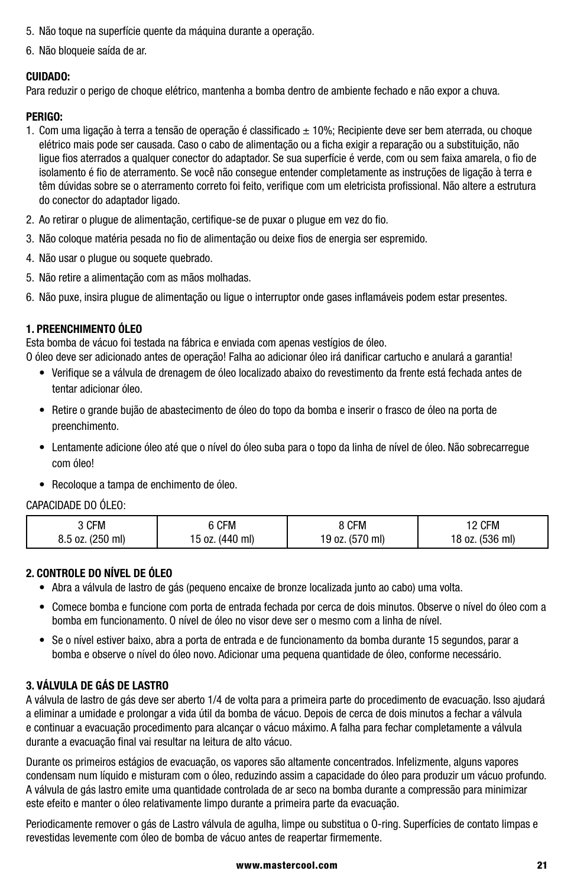5. Não toque na superfície quente da máquina durante a operação.
6. Não bloqueie saída de ar.

**CUIDADO:**
Para reduzir o perigo de choque elétrico, mantenha a bomba dentro de ambiente fechado e não expor a chuva.

**PERIGO:**

1. Com uma ligação à terra a tensão de operação é classificado ± 10%; Recipiente deve ser bem aterrada, ou choque elétrico mais pode ser causada. Caso o cabo de alimentação ou a ficha exigir a reparação ou a substituição, não ligue fios aterrados a qualquer conector do adaptador. Se sua superfície é verde, com ou sem faixa amarela, o fio de isolamento é fio de aterramento. Se você não consegue entender completamente as instruções de ligação à terra e têm dúvidas sobre se o aterramento correto foi feito, verifique com um eletricista profissional. Não altere a estrutura do conector do adaptador ligado.
2. Ao retirar o plugue de alimentação, certifique-se de puxar o plugue em vez do fio.
3. Não coloque matéria pesada no fio de alimentação ou deixe fios de energia ser espremido.
4. Não usar o plugue ou soquete quebrado.
5. Não retire a alimentação com as mãos molhadas.
6. Não puxe, insira plugue de alimentação ou ligue o interruptor onde gases inflamáveis podem estar presentes.

**1. PREENCHIMENTO ÓLEO**

Esta bomba de vácuo foi testada na fábrica e enviada com apenas vestígios de óleo.
O óleo deve ser adicionado antes de operação! Falha ao adicionar óleo irá danificar cartucho e anulará a garantia!

- Verifique se a válvula de drenagem de óleo localizado abaixo do revestimento da frente está fechada antes de tentar adicionar óleo.
- Retire o grande bujão de abastecimento de óleo do topo da bomba e inserir o frasco de óleo na porta de preenchimento.
- Lentamente adicione óleo até que o nível do óleo suba para o topo da linha de nível de óleo. Não sobrecarregue com óleo!
- Recoloque a tampa de enchimento de óleo.

CAPACIDADE DO ÓLEO:

| 3 CFM | 6 CFM | 8 CFM | 12 CFM |
|---|---|---|---|
| 8.5 oz. (250 ml) | 15 oz. (440 ml) | 19 oz. (570 ml) | 18 oz. (536 ml) |

**2. CONTROLE DO NÍVEL DE ÓLEO**

- Abra a válvula de lastro de gás (pequeno encaixe de bronze localizada junto ao cabo) uma volta.
- Comece bomba e funcione com porta de entrada fechada por cerca de dois minutos. Observe o nível do óleo com a bomba em funcionamento. O nível de óleo no visor deve ser o mesmo com a linha de nível.
- Se o nível estiver baixo, abra a porta de entrada e de funcionamento da bomba durante 15 segundos, parar a bomba e observe o nível do óleo novo. Adicionar uma pequena quantidade de óleo, conforme necessário.

**3. VÁLVULA DE GÁS DE LASTRO**

A válvula de lastro de gás deve ser aberto 1/4 de volta para a primeira parte do procedimento de evacuação. Isso ajudará a eliminar a umidade e prolongar a vida útil da bomba de vácuo. Depois de cerca de dois minutos a fechar a válvula e continuar a evacuação procedimento para alcançar o vácuo máximo. A falha para fechar completamente a válvula durante a evacuação final vai resultar na leitura de alto vácuo.

Durante os primeiros estágios de evacuação, os vapores são altamente concentrados. Infelizmente, alguns vapores condensam num líquido e misturam com o óleo, reduzindo assim a capacidade do óleo para produzir um vácuo profundo. A válvula de gás lastro emite uma quantidade controlada de ar seco na bomba durante a compressão para minimizar este efeito e manter o óleo relativamente limpo durante a primeira parte da evacuação.

Periodicamente remover o gás de Lastro válvula de agulha, limpe ou substitua o O-ring. Superfícies de contato limpas e revestidas levemente com óleo de bomba de vácuo antes de reapertar firmemente.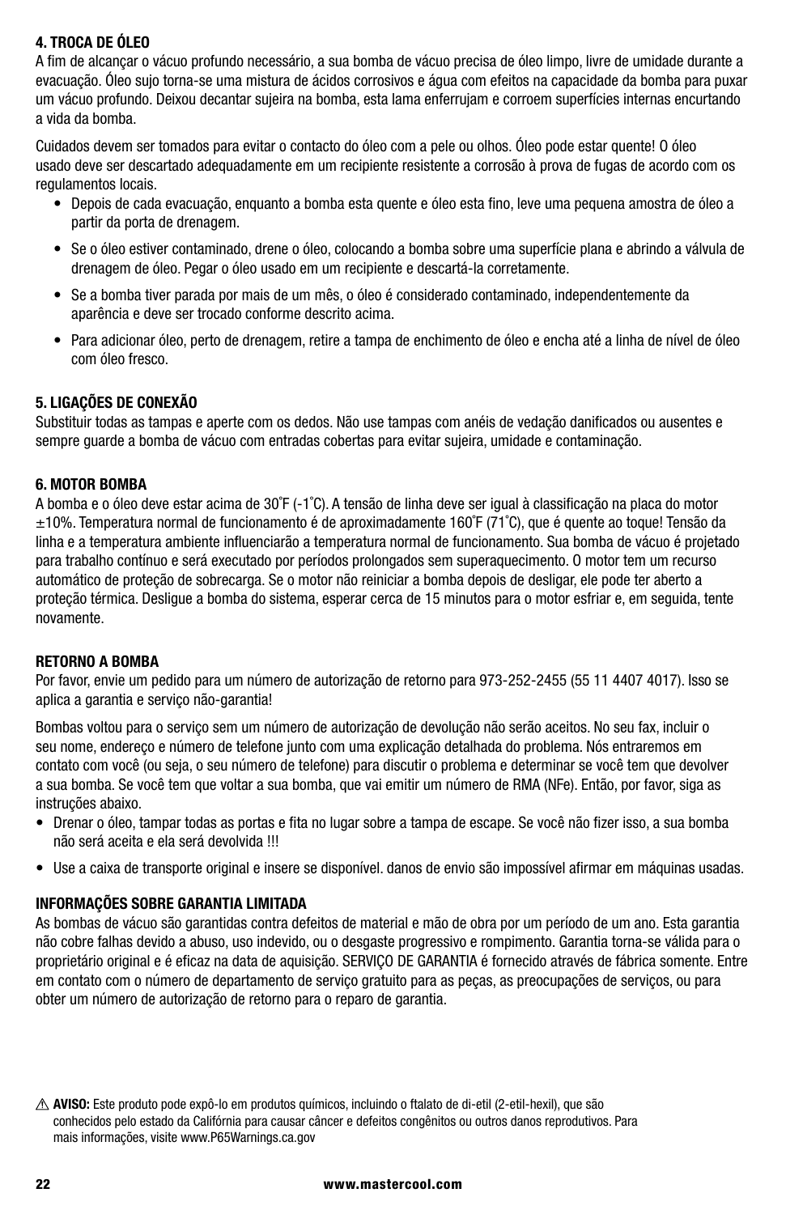**4. TROCA DE ÓLEO**

A fim de alcançar o vácuo profundo necessário, a sua bomba de vácuo precisa de óleo limpo, livre de umidade durante a evacuação. Óleo sujo torna-se uma mistura de ácidos corrosivos e água com efeitos na capacidade da bomba para puxar um vácuo profundo. Deixou decantar sujeira na bomba, esta lama enferrujam e corroem superfícies internas encurtando a vida da bomba.

Cuidados devem ser tomados para evitar o contacto do óleo com a pele ou olhos. Óleo pode estar quente! O óleo usado deve ser descartado adequadamente em um recipiente resistente a corrosão à prova de fugas de acordo com os regulamentos locais.

- Depois de cada evacuação, enquanto a bomba esta quente e óleo esta fino, leve uma pequena amostra de óleo a partir da porta de drenagem.
- Se o óleo estiver contaminado, drene o óleo, colocando a bomba sobre uma superfície plana e abrindo a válvula de drenagem de óleo. Pegar o óleo usado em um recipiente e descartá-la corretamente.
- Se a bomba tiver parada por mais de um mês, o óleo é considerado contaminado, independentemente da aparência e deve ser trocado conforme descrito acima.
- Para adicionar óleo, perto de drenagem, retire a tampa de enchimento de óleo e encha até a linha de nível de óleo com óleo fresco.

**5. LIGAÇÕES DE CONEXÃO**

Substituir todas as tampas e aperte com os dedos. Não use tampas com anéis de vedação danificados ou ausentes e sempre guarde a bomba de vácuo com entradas cobertas para evitar sujeira, umidade e contaminação.

**6. MOTOR BOMBA**

A bomba e o óleo deve estar acima de 30˚F (-1˚C). A tensão de linha deve ser igual à classificação na placa do motor ±10%. Temperatura normal de funcionamento é de aproximadamente 160˚F (71˚C), que é quente ao toque! Tensão da linha e a temperatura ambiente influenciarão a temperatura normal de funcionamento. Sua bomba de vácuo é projetado para trabalho contínuo e será executado por períodos prolongados sem superaquecimento. O motor tem um recurso automático de proteção de sobrecarga. Se o motor não reiniciar a bomba depois de desligar, ele pode ter aberto a proteção térmica. Desligue a bomba do sistema, esperar cerca de 15 minutos para o motor esfriar e, em seguida, tente novamente.

**RETORNO A BOMBA**

Por favor, envie um pedido para um número de autorização de retorno para 973-252-2455 (55 11 4407 4017). Isso se aplica a garantia e serviço não-garantia!

Bombas voltou para o serviço sem um número de autorização de devolução não serão aceitos. No seu fax, incluir o seu nome, endereço e número de telefone junto com uma explicação detalhada do problema. Nós entraremos em contato com você (ou seja, o seu número de telefone) para discutir o problema e determinar se você tem que devolver a sua bomba. Se você tem que voltar a sua bomba, que vai emitir um número de RMA (NFe). Então, por favor, siga as instruções abaixo.

- Drenar o óleo, tampar todas as portas e fita no lugar sobre a tampa de escape. Se você não fizer isso, a sua bomba não será aceita e ela será devolvida !!!
- Use a caixa de transporte original e insere se disponível. danos de envio são impossível afirmar em máquinas usadas.

**INFORMAÇÕES SOBRE GARANTIA LIMITADA**

As bombas de vácuo são garantidas contra defeitos de material e mão de obra por um período de um ano. Esta garantia não cobre falhas devido a abuso, uso indevido, ou o desgaste progressivo e rompimento. Garantia torna-se válida para o proprietário original e é eficaz na data de aquisição. SERVIÇO DE GARANTIA é fornecido através de fábrica somente. Entre em contato com o número de departamento de serviço gratuito para as peças, as preocupações de serviços, ou para obter um número de autorização de retorno para o reparo de garantia.

⚠ **AVISO:** Este produto pode expô-lo em produtos químicos, incluindo o ftalato de di-etil (2-etil-hexil), que são conhecidos pelo estado da Califórnia para causar câncer e defeitos congênitos ou outros danos reprodutivos. Para mais informações, visite www.P65Warnings.ca.gov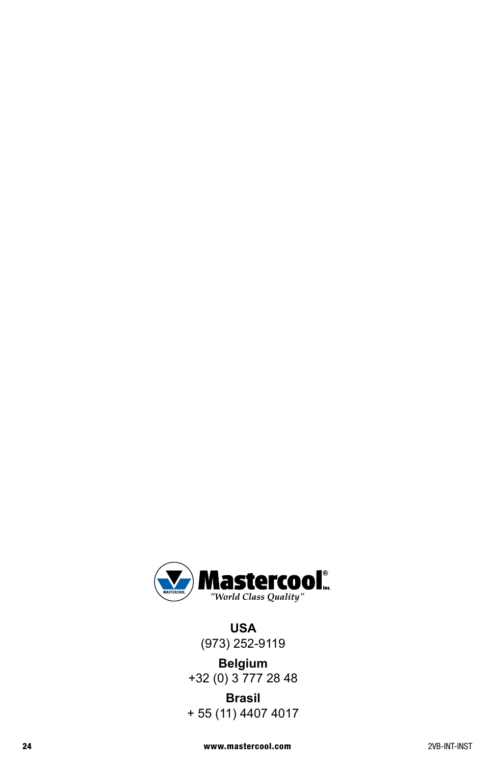Mastercool® Inc.

*"World Class Quality"*

**USA**
(973) 252-9119

**Belgium**
+32 (0) 3 777 28 48

**Brasil**
+ 55 (11) 4407 4017

www.mastercool.com

2VB-INT-INST